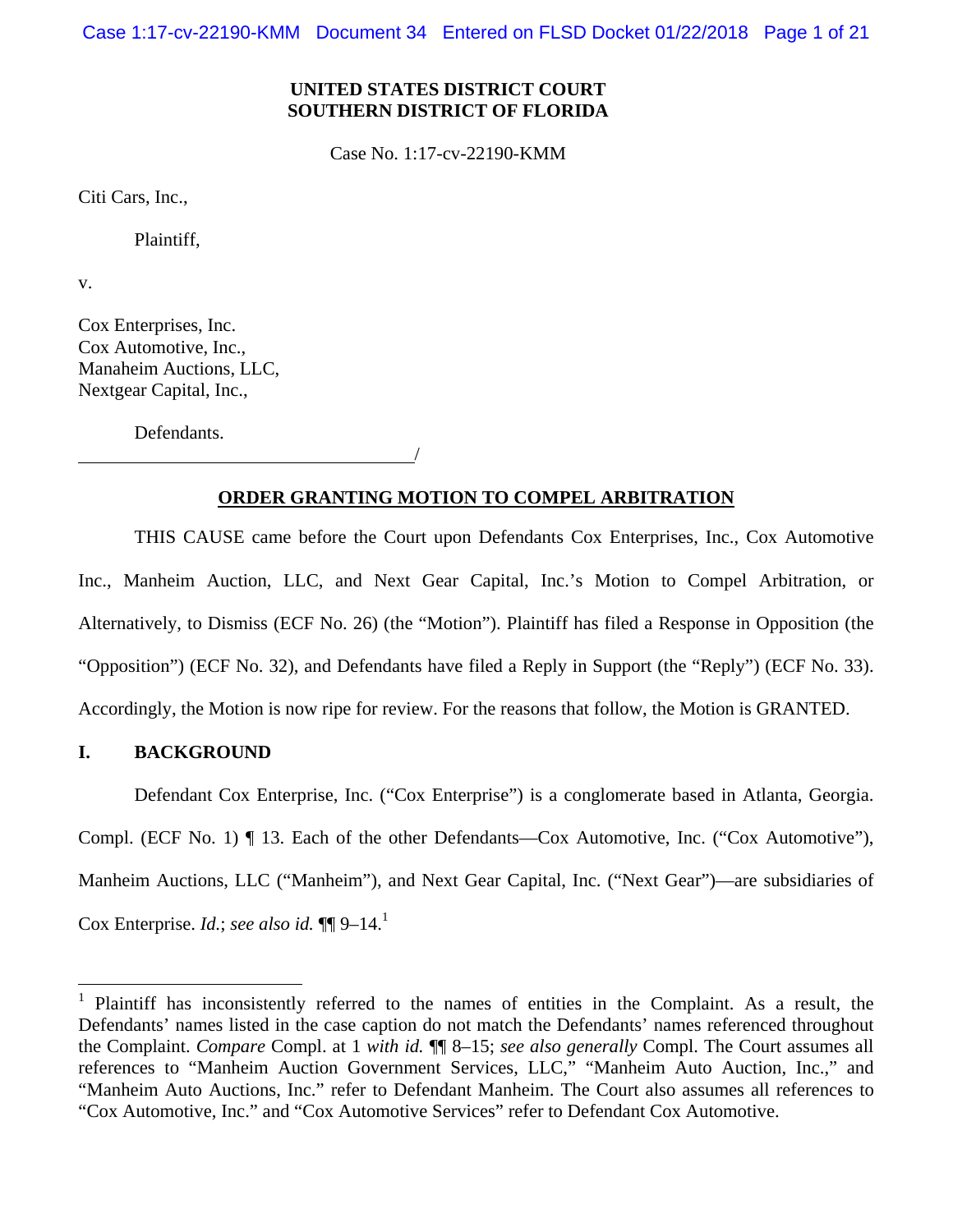**UNITED STATES DISTRICT COURT**
**SOUTHERN DISTRICT OF FLORIDA**

Case No. 1:17-cv-22190-KMM

Citi Cars, Inc.,

Plaintiff,

v.

Cox Enterprises, Inc.
Cox Automotive, Inc.,
Manaheim Auctions, LLC,
Nextgear Capital, Inc.,

Defendants.
_________________________________/

**ORDER GRANTING MOTION TO COMPEL ARBITRATION**

THIS CAUSE came before the Court upon Defendants Cox Enterprises, Inc., Cox Automotive Inc., Manheim Auction, LLC, and Next Gear Capital, Inc.'s Motion to Compel Arbitration, or Alternatively, to Dismiss (ECF No. 26) (the "Motion"). Plaintiff has filed a Response in Opposition (the "Opposition") (ECF No. 32), and Defendants have filed a Reply in Support (the "Reply") (ECF No. 33). Accordingly, the Motion is now ripe for review. For the reasons that follow, the Motion is GRANTED.

## I. BACKGROUND

Defendant Cox Enterprise, Inc. ("Cox Enterprise") is a conglomerate based in Atlanta, Georgia. Compl. (ECF No. 1) ¶ 13. Each of the other Defendants—Cox Automotive, Inc. ("Cox Automotive"), Manheim Auctions, LLC ("Manheim"), and Next Gear Capital, Inc. ("Next Gear")—are subsidiaries of Cox Enterprise. *Id.*; *see also id.* ¶¶ 9–14.[1]

[1] Plaintiff has inconsistently referred to the names of entities in the Complaint. As a result, the Defendants' names listed in the case caption do not match the Defendants' names referenced throughout the Complaint. *Compare* Compl. at 1 *with id.* ¶¶ 8–15; *see also generally* Compl. The Court assumes all references to "Manheim Auction Government Services, LLC," "Manheim Auto Auction, Inc.," and "Manheim Auto Auctions, Inc." refer to Defendant Manheim. The Court also assumes all references to "Cox Automotive, Inc." and "Cox Automotive Services" refer to Defendant Cox Automotive.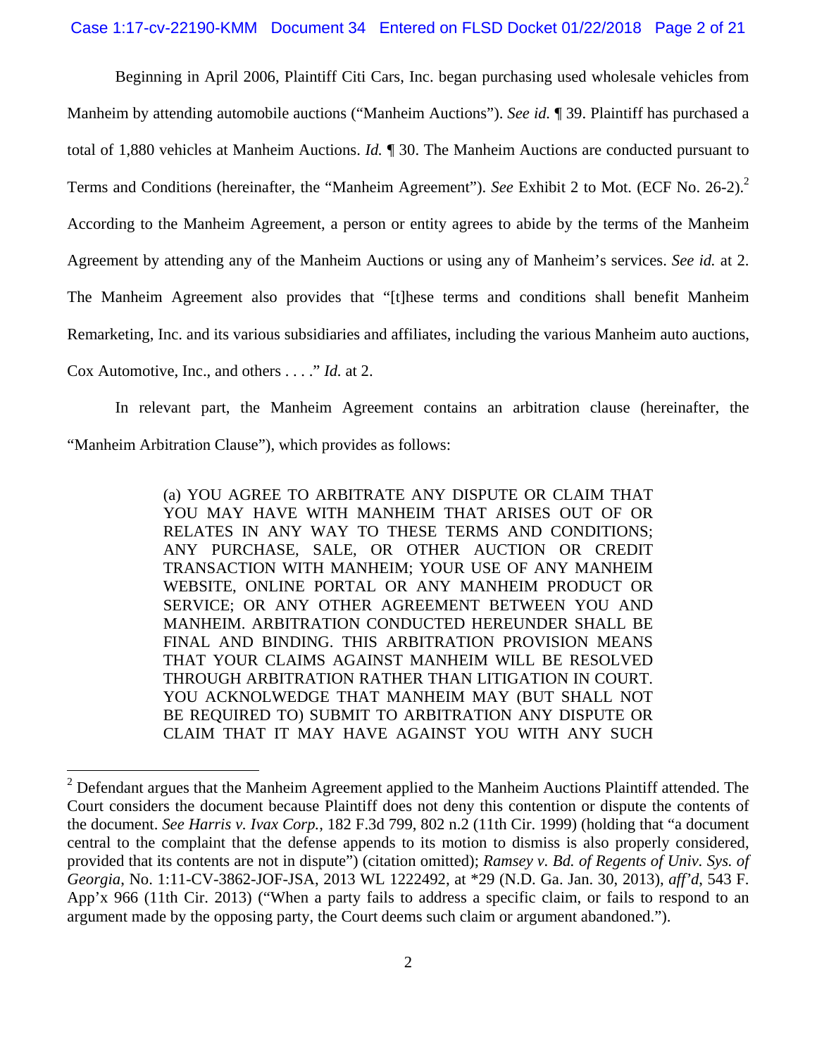Beginning in April 2006, Plaintiff Citi Cars, Inc. began purchasing used wholesale vehicles from Manheim by attending automobile auctions ("Manheim Auctions"). *See id.* ¶ 39. Plaintiff has purchased a total of 1,880 vehicles at Manheim Auctions. *Id.* ¶ 30. The Manheim Auctions are conducted pursuant to Terms and Conditions (hereinafter, the "Manheim Agreement"). *See* Exhibit 2 to Mot. (ECF No. 26-2).[2] According to the Manheim Agreement, a person or entity agrees to abide by the terms of the Manheim Agreement by attending any of the Manheim Auctions or using any of Manheim's services. *See id.* at 2. The Manheim Agreement also provides that "[t]hese terms and conditions shall benefit Manheim Remarketing, Inc. and its various subsidiaries and affiliates, including the various Manheim auto auctions, Cox Automotive, Inc., and others . . . ." *Id.* at 2.

In relevant part, the Manheim Agreement contains an arbitration clause (hereinafter, the "Manheim Arbitration Clause"), which provides as follows:

> (a) YOU AGREE TO ARBITRATE ANY DISPUTE OR CLAIM THAT YOU MAY HAVE WITH MANHEIM THAT ARISES OUT OF OR RELATES IN ANY WAY TO THESE TERMS AND CONDITIONS; ANY PURCHASE, SALE, OR OTHER AUCTION OR CREDIT TRANSACTION WITH MANHEIM; YOUR USE OF ANY MANHEIM WEBSITE, ONLINE PORTAL OR ANY MANHEIM PRODUCT OR SERVICE; OR ANY OTHER AGREEMENT BETWEEN YOU AND MANHEIM. ARBITRATION CONDUCTED HEREUNDER SHALL BE FINAL AND BINDING. THIS ARBITRATION PROVISION MEANS THAT YOUR CLAIMS AGAINST MANHEIM WILL BE RESOLVED THROUGH ARBITRATION RATHER THAN LITIGATION IN COURT. YOU ACKNOLWEDGE THAT MANHEIM MAY (BUT SHALL NOT BE REQUIRED TO) SUBMIT TO ARBITRATION ANY DISPUTE OR CLAIM THAT IT MAY HAVE AGAINST YOU WITH ANY SUCH

---

[2] Defendant argues that the Manheim Agreement applied to the Manheim Auctions Plaintiff attended. The Court considers the document because Plaintiff does not deny this contention or dispute the contents of the document. *See Harris v. Ivax Corp.*, 182 F.3d 799, 802 n.2 (11th Cir. 1999) (holding that "a document central to the complaint that the defense appends to its motion to dismiss is also properly considered, provided that its contents are not in dispute") (citation omitted); *Ramsey v. Bd. of Regents of Univ. Sys. of Georgia*, No. 1:11-CV-3862-JOF-JSA, 2013 WL 1222492, at *29 (N.D. Ga. Jan. 30, 2013), *aff'd*, 543 F. App'x 966 (11th Cir. 2013) ("When a party fails to address a specific claim, or fails to respond to an argument made by the opposing party, the Court deems such claim or argument abandoned.").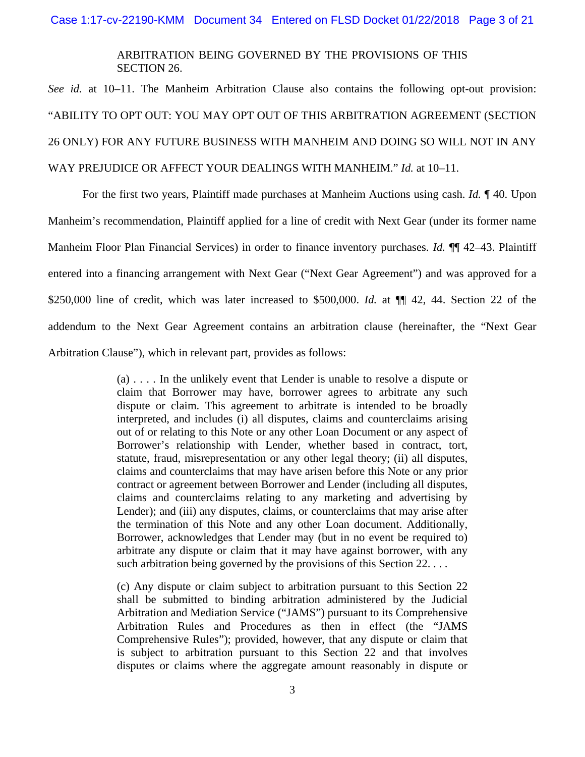> ARBITRATION BEING GOVERNED BY THE PROVISIONS OF THIS SECTION 26.

*See id.* at 10–11. The Manheim Arbitration Clause also contains the following opt-out provision: "ABILITY TO OPT OUT: YOU MAY OPT OUT OF THIS ARBITRATION AGREEMENT (SECTION 26 ONLY) FOR ANY FUTURE BUSINESS WITH MANHEIM AND DOING SO WILL NOT IN ANY WAY PREJUDICE OR AFFECT YOUR DEALINGS WITH MANHEIM." *Id.* at 10–11.

For the first two years, Plaintiff made purchases at Manheim Auctions using cash. *Id.* ¶ 40. Upon Manheim's recommendation, Plaintiff applied for a line of credit with Next Gear (under its former name Manheim Floor Plan Financial Services) in order to finance inventory purchases. *Id.* ¶¶ 42–43. Plaintiff entered into a financing arrangement with Next Gear ("Next Gear Agreement") and was approved for a $250,000 line of credit, which was later increased to $500,000. *Id.* at ¶¶ 42, 44. Section 22 of the addendum to the Next Gear Agreement contains an arbitration clause (hereinafter, the "Next Gear Arbitration Clause"), which in relevant part, provides as follows:

> (a) . . . . In the unlikely event that Lender is unable to resolve a dispute or claim that Borrower may have, borrower agrees to arbitrate any such dispute or claim. This agreement to arbitrate is intended to be broadly interpreted, and includes (i) all disputes, claims and counterclaims arising out of or relating to this Note or any other Loan Document or any aspect of Borrower's relationship with Lender, whether based in contract, tort, statute, fraud, misrepresentation or any other legal theory; (ii) all disputes, claims and counterclaims that may have arisen before this Note or any prior contract or agreement between Borrower and Lender (including all disputes, claims and counterclaims relating to any marketing and advertising by Lender); and (iii) any disputes, claims, or counterclaims that may arise after the termination of this Note and any other Loan document. Additionally, Borrower, acknowledges that Lender may (but in no event be required to) arbitrate any dispute or claim that it may have against borrower, with any such arbitration being governed by the provisions of this Section 22. . . .
>
> (c) Any dispute or claim subject to arbitration pursuant to this Section 22 shall be submitted to binding arbitration administered by the Judicial Arbitration and Mediation Service ("JAMS") pursuant to its Comprehensive Arbitration Rules and Procedures as then in effect (the "JAMS Comprehensive Rules"); provided, however, that any dispute or claim that is subject to arbitration pursuant to this Section 22 and that involves disputes or claims where the aggregate amount reasonably in dispute or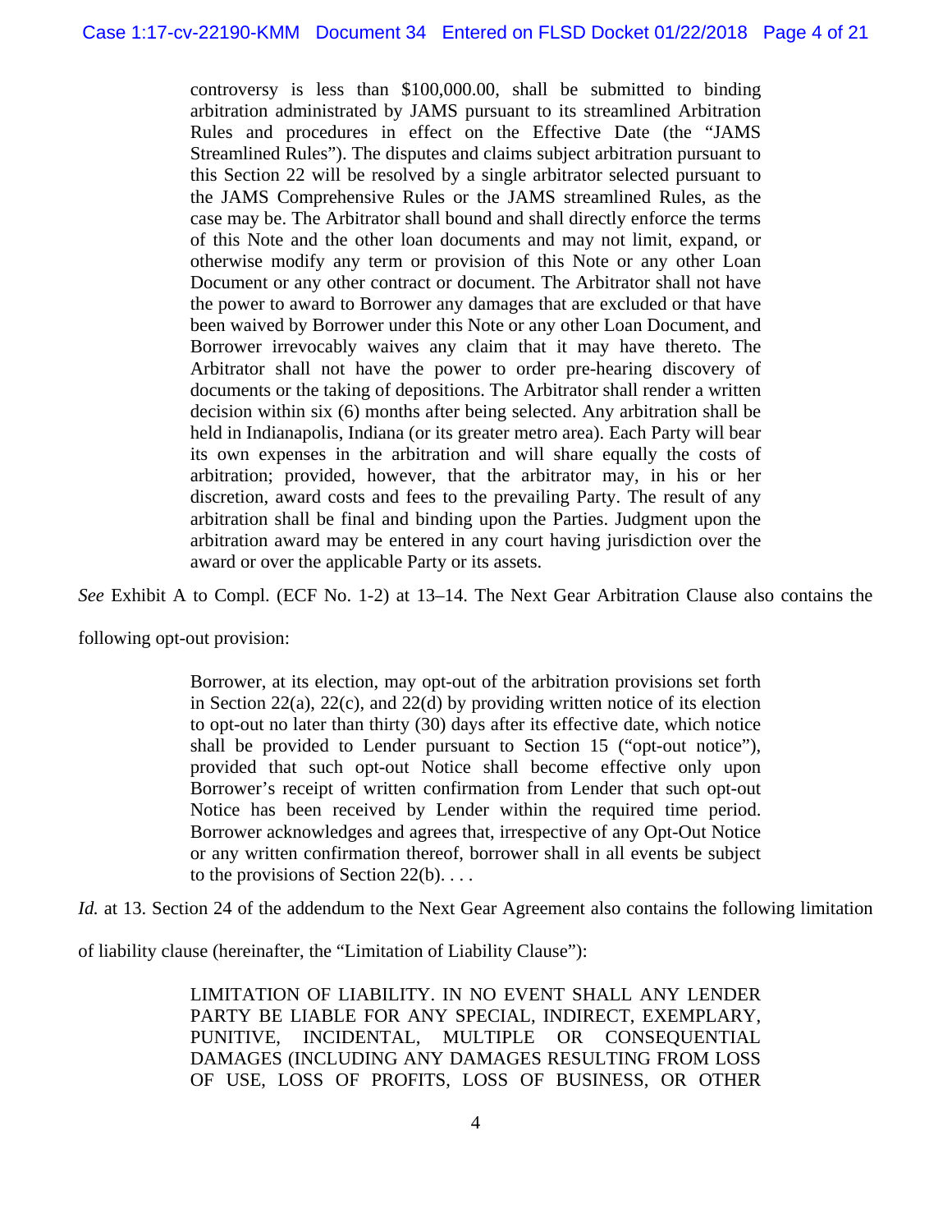> controversy is less than $100,000.00, shall be submitted to binding arbitration administrated by JAMS pursuant to its streamlined Arbitration Rules and procedures in effect on the Effective Date (the "JAMS Streamlined Rules"). The disputes and claims subject arbitration pursuant to this Section 22 will be resolved by a single arbitrator selected pursuant to the JAMS Comprehensive Rules or the JAMS streamlined Rules, as the case may be. The Arbitrator shall bound and shall directly enforce the terms of this Note and the other loan documents and may not limit, expand, or otherwise modify any term or provision of this Note or any other Loan Document or any other contract or document. The Arbitrator shall not have the power to award to Borrower any damages that are excluded or that have been waived by Borrower under this Note or any other Loan Document, and Borrower irrevocably waives any claim that it may have thereto. The Arbitrator shall not have the power to order pre-hearing discovery of documents or the taking of depositions. The Arbitrator shall render a written decision within six (6) months after being selected. Any arbitration shall be held in Indianapolis, Indiana (or its greater metro area). Each Party will bear its own expenses in the arbitration and will share equally the costs of arbitration; provided, however, that the arbitrator may, in his or her discretion, award costs and fees to the prevailing Party. The result of any arbitration shall be final and binding upon the Parties. Judgment upon the arbitration award may be entered in any court having jurisdiction over the award or over the applicable Party or its assets.

*See* Exhibit A to Compl. (ECF No. 1-2) at 13–14. The Next Gear Arbitration Clause also contains the following opt-out provision:

> Borrower, at its election, may opt-out of the arbitration provisions set forth in Section 22(a), 22(c), and 22(d) by providing written notice of its election to opt-out no later than thirty (30) days after its effective date, which notice shall be provided to Lender pursuant to Section 15 ("opt-out notice"), provided that such opt-out Notice shall become effective only upon Borrower's receipt of written confirmation from Lender that such opt-out Notice has been received by Lender within the required time period. Borrower acknowledges and agrees that, irrespective of any Opt-Out Notice or any written confirmation thereof, borrower shall in all events be subject to the provisions of Section 22(b). . . .

*Id.* at 13. Section 24 of the addendum to the Next Gear Agreement also contains the following limitation of liability clause (hereinafter, the "Limitation of Liability Clause"):

> LIMITATION OF LIABILITY. IN NO EVENT SHALL ANY LENDER PARTY BE LIABLE FOR ANY SPECIAL, INDIRECT, EXEMPLARY, PUNITIVE, INCIDENTAL, MULTIPLE OR CONSEQUENTIAL DAMAGES (INCLUDING ANY DAMAGES RESULTING FROM LOSS OF USE, LOSS OF PROFITS, LOSS OF BUSINESS, OR OTHER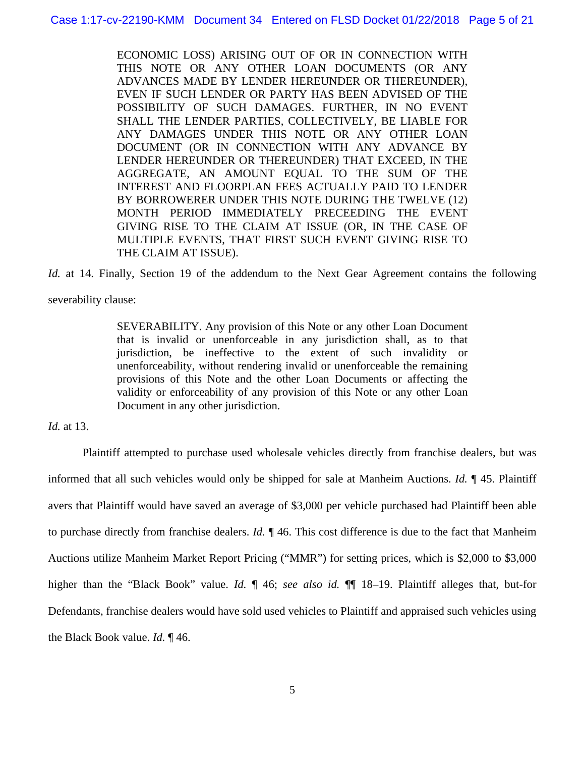> ECONOMIC LOSS) ARISING OUT OF OR IN CONNECTION WITH THIS NOTE OR ANY OTHER LOAN DOCUMENTS (OR ANY ADVANCES MADE BY LENDER HEREUNDER OR THEREUNDER), EVEN IF SUCH LENDER OR PARTY HAS BEEN ADVISED OF THE POSSIBILITY OF SUCH DAMAGES. FURTHER, IN NO EVENT SHALL THE LENDER PARTIES, COLLECTIVELY, BE LIABLE FOR ANY DAMAGES UNDER THIS NOTE OR ANY OTHER LOAN DOCUMENT (OR IN CONNECTION WITH ANY ADVANCE BY LENDER HEREUNDER OR THEREUNDER) THAT EXCEED, IN THE AGGREGATE, AN AMOUNT EQUAL TO THE SUM OF THE INTEREST AND FLOORPLAN FEES ACTUALLY PAID TO LENDER BY BORROWERER UNDER THIS NOTE DURING THE TWELVE (12) MONTH PERIOD IMMEDIATELY PRECEEDING THE EVENT GIVING RISE TO THE CLAIM AT ISSUE (OR, IN THE CASE OF MULTIPLE EVENTS, THAT FIRST SUCH EVENT GIVING RISE TO THE CLAIM AT ISSUE).

*Id.* at 14. Finally, Section 19 of the addendum to the Next Gear Agreement contains the following severability clause:

> SEVERABILITY. Any provision of this Note or any other Loan Document that is invalid or unenforceable in any jurisdiction shall, as to that jurisdiction, be ineffective to the extent of such invalidity or unenforceability, without rendering invalid or unenforceable the remaining provisions of this Note and the other Loan Documents or affecting the validity or enforceability of any provision of this Note or any other Loan Document in any other jurisdiction.

*Id.* at 13.

Plaintiff attempted to purchase used wholesale vehicles directly from franchise dealers, but was informed that all such vehicles would only be shipped for sale at Manheim Auctions. *Id.* ¶ 45. Plaintiff avers that Plaintiff would have saved an average of $3,000 per vehicle purchased had Plaintiff been able to purchase directly from franchise dealers. *Id.* ¶ 46. This cost difference is due to the fact that Manheim Auctions utilize Manheim Market Report Pricing ("MMR") for setting prices, which is $2,000 to $3,000 higher than the "Black Book" value. *Id.* ¶ 46; *see also id.* ¶¶ 18–19. Plaintiff alleges that, but-for Defendants, franchise dealers would have sold used vehicles to Plaintiff and appraised such vehicles using the Black Book value. *Id.* ¶ 46.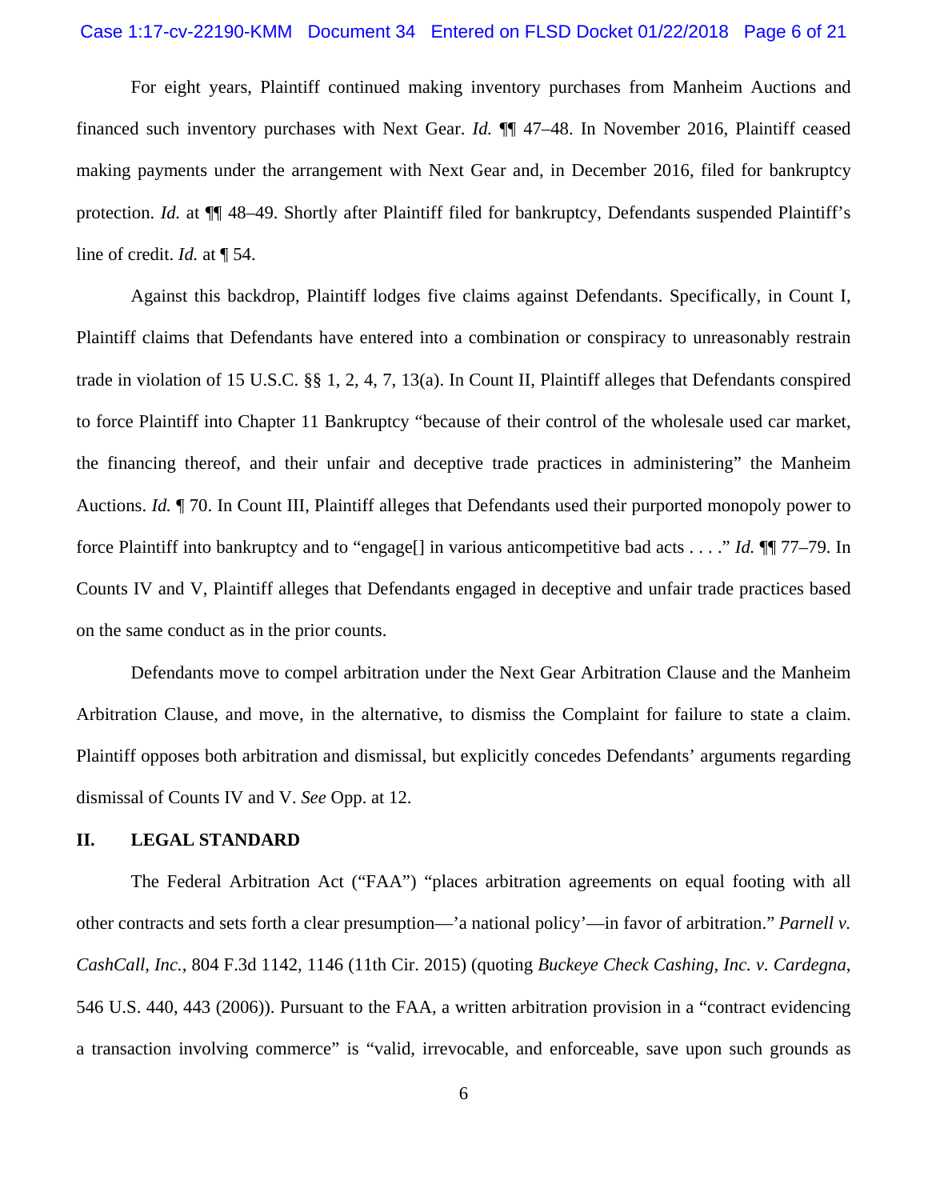For eight years, Plaintiff continued making inventory purchases from Manheim Auctions and financed such inventory purchases with Next Gear. *Id.* ¶¶ 47–48. In November 2016, Plaintiff ceased making payments under the arrangement with Next Gear and, in December 2016, filed for bankruptcy protection. *Id.* at ¶¶ 48–49. Shortly after Plaintiff filed for bankruptcy, Defendants suspended Plaintiff's line of credit. *Id.* at ¶ 54.

Against this backdrop, Plaintiff lodges five claims against Defendants. Specifically, in Count I, Plaintiff claims that Defendants have entered into a combination or conspiracy to unreasonably restrain trade in violation of 15 U.S.C. §§ 1, 2, 4, 7, 13(a). In Count II, Plaintiff alleges that Defendants conspired to force Plaintiff into Chapter 11 Bankruptcy "because of their control of the wholesale used car market, the financing thereof, and their unfair and deceptive trade practices in administering" the Manheim Auctions. *Id.* ¶ 70. In Count III, Plaintiff alleges that Defendants used their purported monopoly power to force Plaintiff into bankruptcy and to "engage[] in various anticompetitive bad acts . . . ." *Id.* ¶¶ 77–79. In Counts IV and V, Plaintiff alleges that Defendants engaged in deceptive and unfair trade practices based on the same conduct as in the prior counts.

Defendants move to compel arbitration under the Next Gear Arbitration Clause and the Manheim Arbitration Clause, and move, in the alternative, to dismiss the Complaint for failure to state a claim. Plaintiff opposes both arbitration and dismissal, but explicitly concedes Defendants' arguments regarding dismissal of Counts IV and V. *See* Opp. at 12.

## II. LEGAL STANDARD

The Federal Arbitration Act ("FAA") "places arbitration agreements on equal footing with all other contracts and sets forth a clear presumption—'a national policy'—in favor of arbitration." *Parnell v. CashCall, Inc.*, 804 F.3d 1142, 1146 (11th Cir. 2015) (quoting *Buckeye Check Cashing, Inc. v. Cardegna*, 546 U.S. 440, 443 (2006)). Pursuant to the FAA, a written arbitration provision in a "contract evidencing a transaction involving commerce" is "valid, irrevocable, and enforceable, save upon such grounds as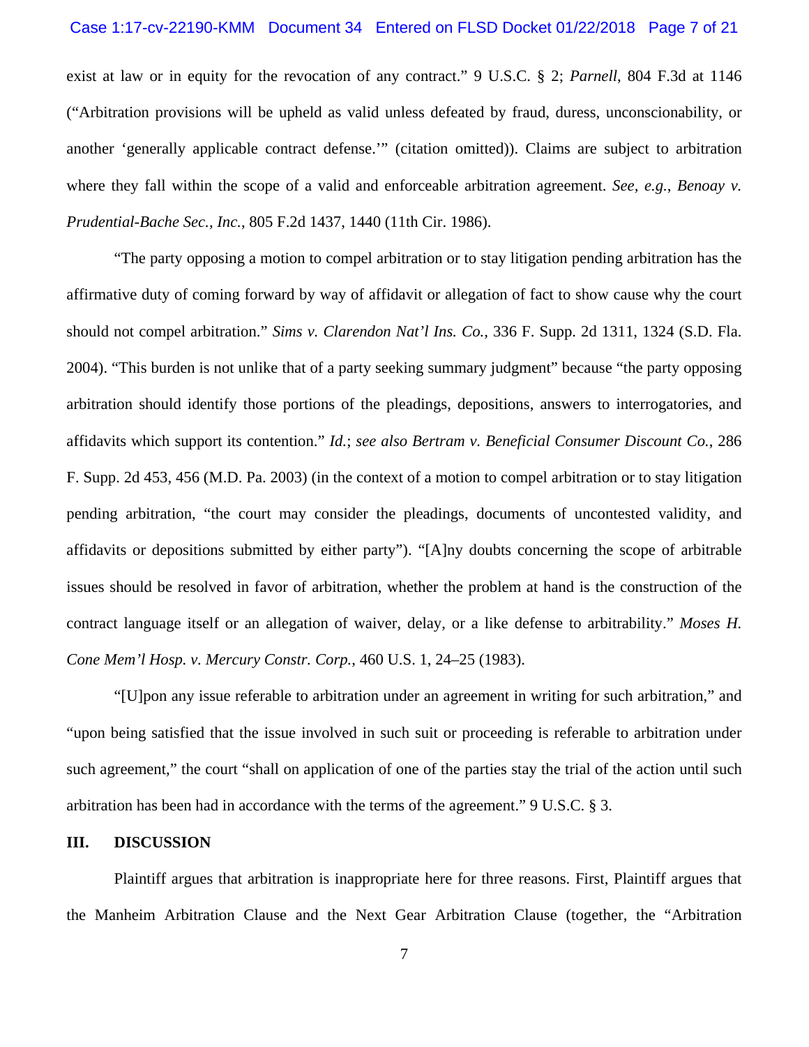exist at law or in equity for the revocation of any contract." 9 U.S.C. § 2; *Parnell*, 804 F.3d at 1146 ("Arbitration provisions will be upheld as valid unless defeated by fraud, duress, unconscionability, or another 'generally applicable contract defense.'" (citation omitted)). Claims are subject to arbitration where they fall within the scope of a valid and enforceable arbitration agreement. *See, e.g.*, *Benoay v. Prudential-Bache Sec., Inc.*, 805 F.2d 1437, 1440 (11th Cir. 1986).

"The party opposing a motion to compel arbitration or to stay litigation pending arbitration has the affirmative duty of coming forward by way of affidavit or allegation of fact to show cause why the court should not compel arbitration." *Sims v. Clarendon Nat'l Ins. Co.*, 336 F. Supp. 2d 1311, 1324 (S.D. Fla. 2004). "This burden is not unlike that of a party seeking summary judgment" because "the party opposing arbitration should identify those portions of the pleadings, depositions, answers to interrogatories, and affidavits which support its contention." *Id.*; *see also Bertram v. Beneficial Consumer Discount Co.*, 286 F. Supp. 2d 453, 456 (M.D. Pa. 2003) (in the context of a motion to compel arbitration or to stay litigation pending arbitration, "the court may consider the pleadings, documents of uncontested validity, and affidavits or depositions submitted by either party"). "[A]ny doubts concerning the scope of arbitrable issues should be resolved in favor of arbitration, whether the problem at hand is the construction of the contract language itself or an allegation of waiver, delay, or a like defense to arbitrability." *Moses H. Cone Mem'l Hosp. v. Mercury Constr. Corp.*, 460 U.S. 1, 24–25 (1983).

"[U]pon any issue referable to arbitration under an agreement in writing for such arbitration," and "upon being satisfied that the issue involved in such suit or proceeding is referable to arbitration under such agreement," the court "shall on application of one of the parties stay the trial of the action until such arbitration has been had in accordance with the terms of the agreement." 9 U.S.C. § 3.

## III. DISCUSSION

Plaintiff argues that arbitration is inappropriate here for three reasons. First, Plaintiff argues that the Manheim Arbitration Clause and the Next Gear Arbitration Clause (together, the "Arbitration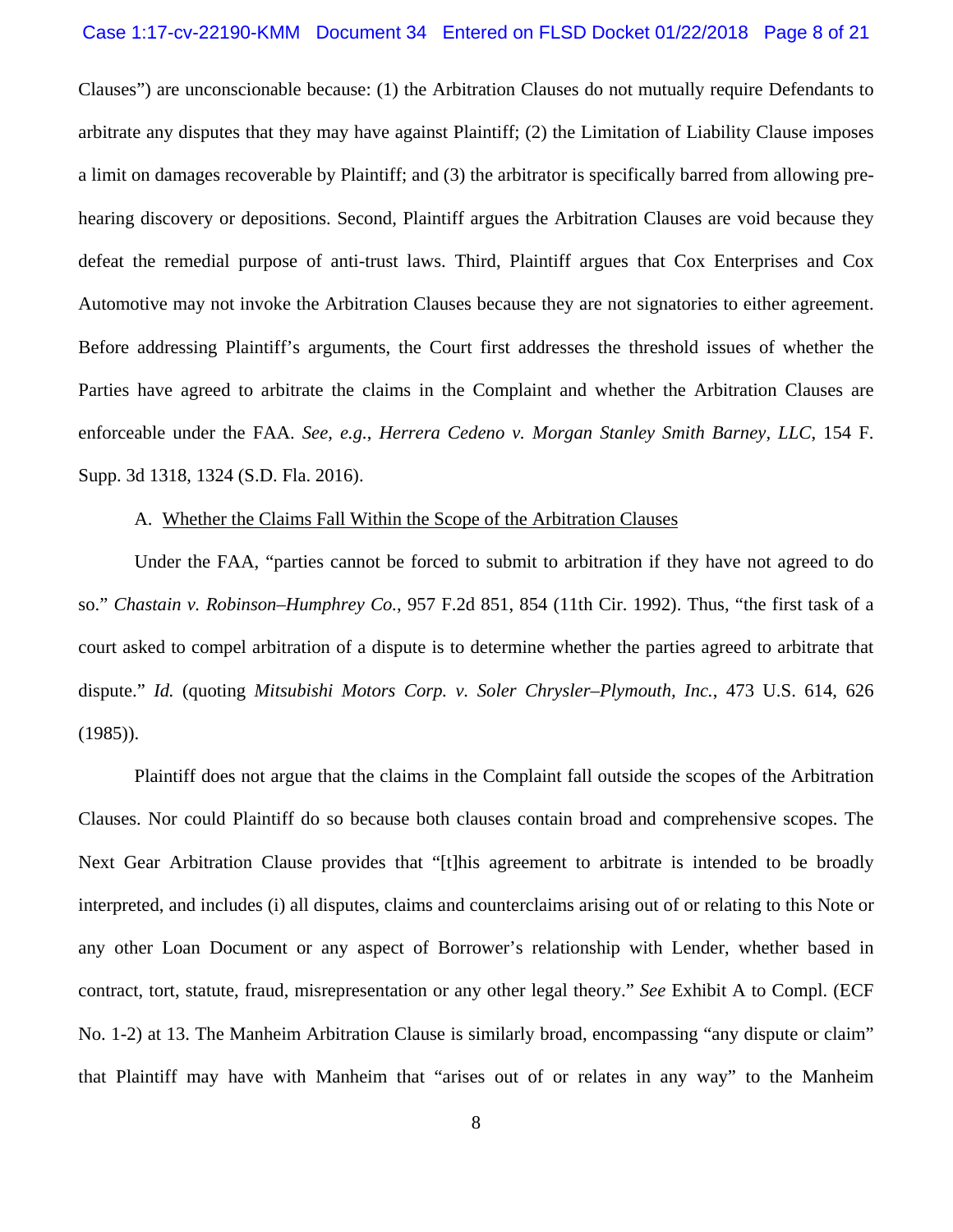Clauses") are unconscionable because: (1) the Arbitration Clauses do not mutually require Defendants to arbitrate any disputes that they may have against Plaintiff; (2) the Limitation of Liability Clause imposes a limit on damages recoverable by Plaintiff; and (3) the arbitrator is specifically barred from allowing pre-hearing discovery or depositions. Second, Plaintiff argues the Arbitration Clauses are void because they defeat the remedial purpose of anti-trust laws. Third, Plaintiff argues that Cox Enterprises and Cox Automotive may not invoke the Arbitration Clauses because they are not signatories to either agreement. Before addressing Plaintiff's arguments, the Court first addresses the threshold issues of whether the Parties have agreed to arbitrate the claims in the Complaint and whether the Arbitration Clauses are enforceable under the FAA. *See, e.g.*, *Herrera Cedeno v. Morgan Stanley Smith Barney, LLC*, 154 F. Supp. 3d 1318, 1324 (S.D. Fla. 2016).

A. Whether the Claims Fall Within the Scope of the Arbitration Clauses

Under the FAA, "parties cannot be forced to submit to arbitration if they have not agreed to do so." *Chastain v. Robinson–Humphrey Co.*, 957 F.2d 851, 854 (11th Cir. 1992). Thus, "the first task of a court asked to compel arbitration of a dispute is to determine whether the parties agreed to arbitrate that dispute." *Id.* (quoting *Mitsubishi Motors Corp. v. Soler Chrysler–Plymouth, Inc.*, 473 U.S. 614, 626 (1985)).

Plaintiff does not argue that the claims in the Complaint fall outside the scopes of the Arbitration Clauses. Nor could Plaintiff do so because both clauses contain broad and comprehensive scopes. The Next Gear Arbitration Clause provides that "[t]his agreement to arbitrate is intended to be broadly interpreted, and includes (i) all disputes, claims and counterclaims arising out of or relating to this Note or any other Loan Document or any aspect of Borrower's relationship with Lender, whether based in contract, tort, statute, fraud, misrepresentation or any other legal theory." *See* Exhibit A to Compl. (ECF No. 1-2) at 13. The Manheim Arbitration Clause is similarly broad, encompassing "any dispute or claim" that Plaintiff may have with Manheim that "arises out of or relates in any way" to the Manheim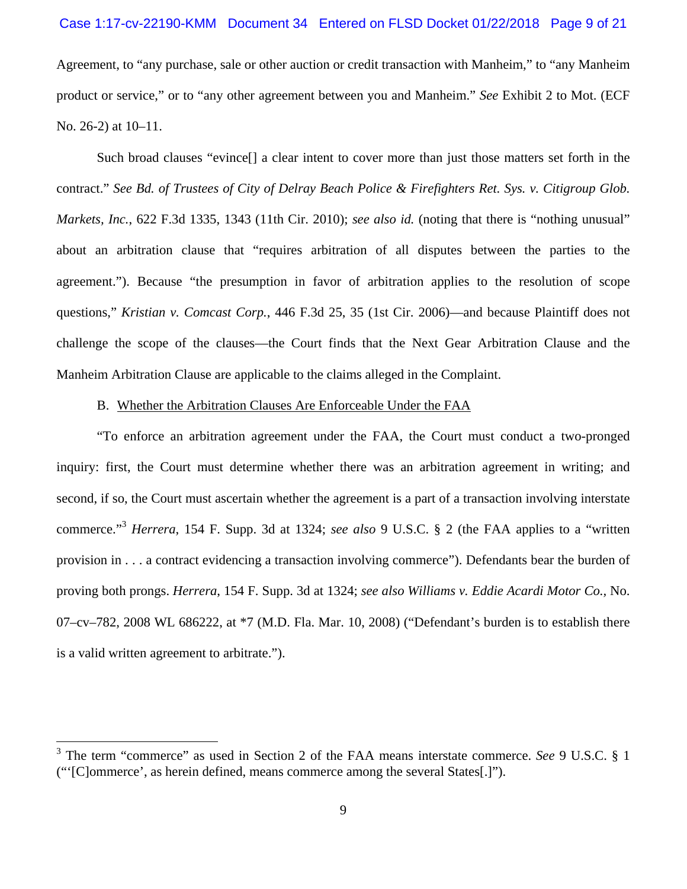Agreement, to "any purchase, sale or other auction or credit transaction with Manheim," to "any Manheim product or service," or to "any other agreement between you and Manheim." *See* Exhibit 2 to Mot. (ECF No. 26-2) at 10–11.

Such broad clauses "evince[] a clear intent to cover more than just those matters set forth in the contract." *See Bd. of Trustees of City of Delray Beach Police & Firefighters Ret. Sys. v. Citigroup Glob. Markets, Inc.*, 622 F.3d 1335, 1343 (11th Cir. 2010); *see also id.* (noting that there is "nothing unusual" about an arbitration clause that "requires arbitration of all disputes between the parties to the agreement."). Because "the presumption in favor of arbitration applies to the resolution of scope questions," *Kristian v. Comcast Corp.*, 446 F.3d 25, 35 (1st Cir. 2006)—and because Plaintiff does not challenge the scope of the clauses—the Court finds that the Next Gear Arbitration Clause and the Manheim Arbitration Clause are applicable to the claims alleged in the Complaint.

B. Whether the Arbitration Clauses Are Enforceable Under the FAA

"To enforce an arbitration agreement under the FAA, the Court must conduct a two-pronged inquiry: first, the Court must determine whether there was an arbitration agreement in writing; and second, if so, the Court must ascertain whether the agreement is a part of a transaction involving interstate commerce."[3] *Herrera*, 154 F. Supp. 3d at 1324; *see also* 9 U.S.C. § 2 (the FAA applies to a "written provision in . . . a contract evidencing a transaction involving commerce"). Defendants bear the burden of proving both prongs. *Herrera*, 154 F. Supp. 3d at 1324; *see also Williams v. Eddie Acardi Motor Co.*, No. 07–cv–782, 2008 WL 686222, at *7 (M.D. Fla. Mar. 10, 2008) ("Defendant's burden is to establish there is a valid written agreement to arbitrate.").

---

[3] The term "commerce" as used in Section 2 of the FAA means interstate commerce. *See* 9 U.S.C. § 1 ("'[C]ommerce', as herein defined, means commerce among the several States[.]").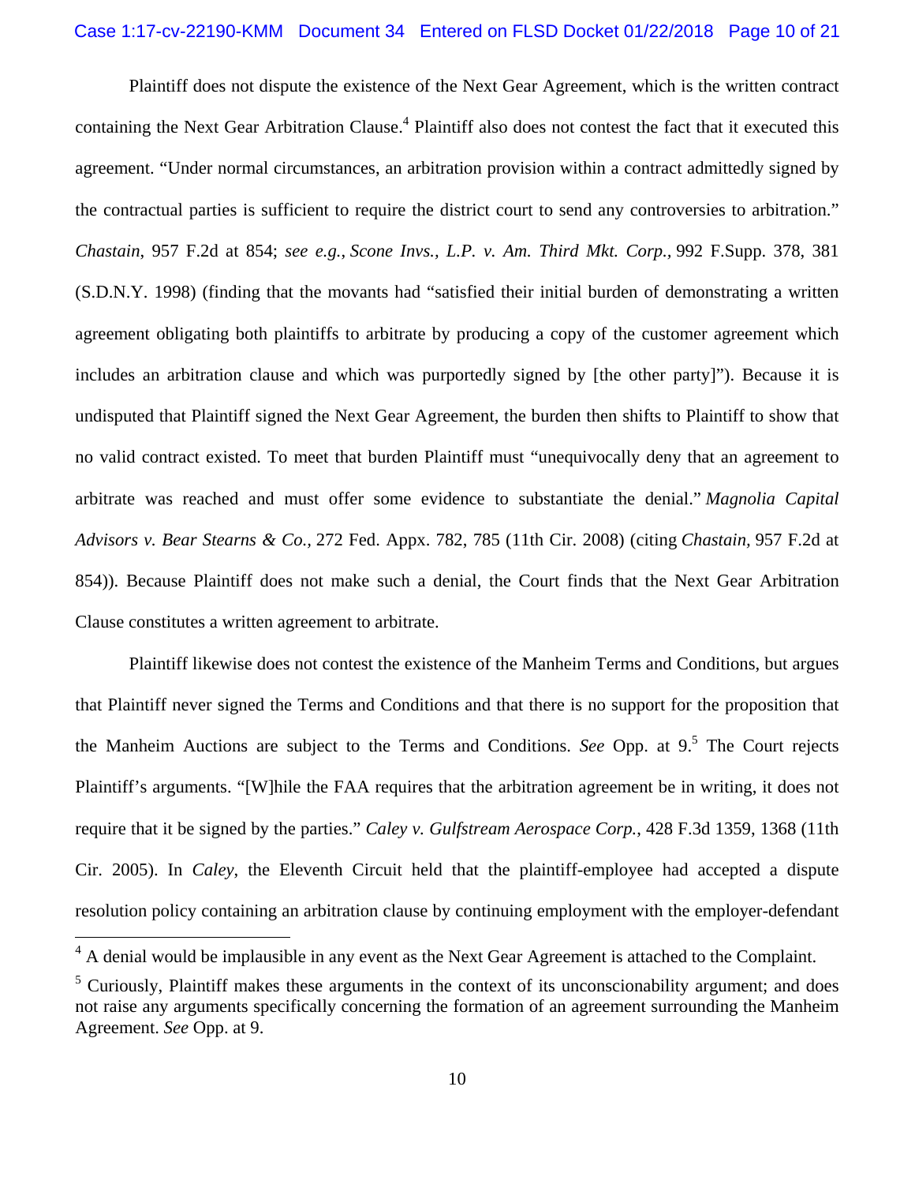Plaintiff does not dispute the existence of the Next Gear Agreement, which is the written contract containing the Next Gear Arbitration Clause.[4] Plaintiff also does not contest the fact that it executed this agreement. "Under normal circumstances, an arbitration provision within a contract admittedly signed by the contractual parties is sufficient to require the district court to send any controversies to arbitration." *Chastain*, 957 F.2d at 854; *see e.g.*, *Scone Invs., L.P. v. Am. Third Mkt. Corp.*, 992 F.Supp. 378, 381 (S.D.N.Y. 1998) (finding that the movants had "satisfied their initial burden of demonstrating a written agreement obligating both plaintiffs to arbitrate by producing a copy of the customer agreement which includes an arbitration clause and which was purportedly signed by [the other party]"). Because it is undisputed that Plaintiff signed the Next Gear Agreement, the burden then shifts to Plaintiff to show that no valid contract existed. To meet that burden Plaintiff must "unequivocally deny that an agreement to arbitrate was reached and must offer some evidence to substantiate the denial." *Magnolia Capital Advisors v. Bear Stearns & Co.*, 272 Fed. Appx. 782, 785 (11th Cir. 2008) (citing *Chastain*, 957 F.2d at 854)). Because Plaintiff does not make such a denial, the Court finds that the Next Gear Arbitration Clause constitutes a written agreement to arbitrate.

Plaintiff likewise does not contest the existence of the Manheim Terms and Conditions, but argues that Plaintiff never signed the Terms and Conditions and that there is no support for the proposition that the Manheim Auctions are subject to the Terms and Conditions. *See* Opp. at 9.[5] The Court rejects Plaintiff's arguments. "[W]hile the FAA requires that the arbitration agreement be in writing, it does not require that it be signed by the parties." *Caley v. Gulfstream Aerospace Corp.*, 428 F.3d 1359, 1368 (11th Cir. 2005). In *Caley*, the Eleventh Circuit held that the plaintiff-employee had accepted a dispute resolution policy containing an arbitration clause by continuing employment with the employer-defendant

---

[4] A denial would be implausible in any event as the Next Gear Agreement is attached to the Complaint.

[5] Curiously, Plaintiff makes these arguments in the context of its unconscionability argument; and does not raise any arguments specifically concerning the formation of an agreement surrounding the Manheim Agreement. *See* Opp. at 9.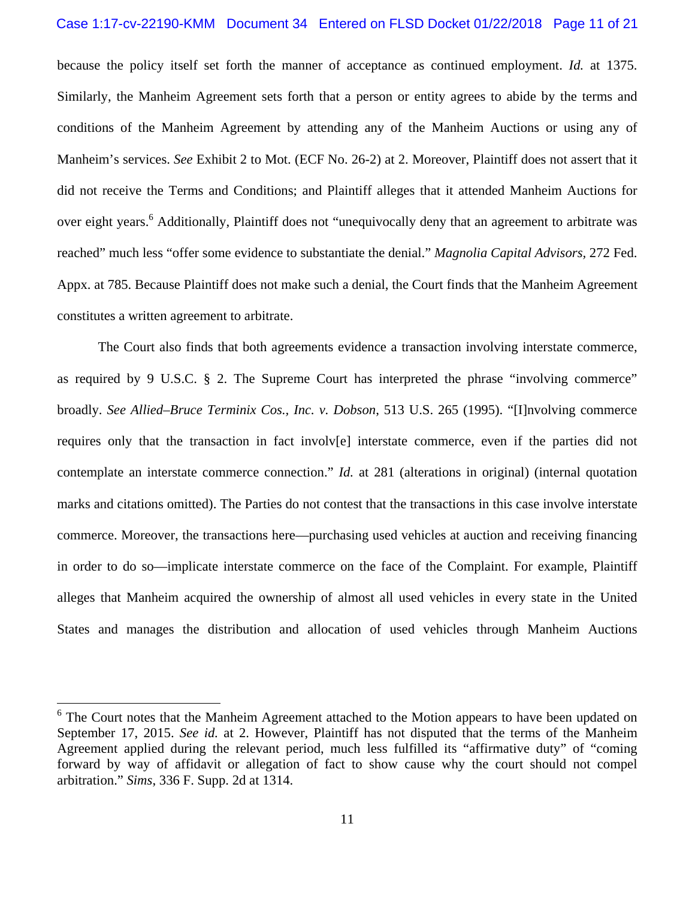because the policy itself set forth the manner of acceptance as continued employment. *Id.* at 1375. Similarly, the Manheim Agreement sets forth that a person or entity agrees to abide by the terms and conditions of the Manheim Agreement by attending any of the Manheim Auctions or using any of Manheim's services. *See* Exhibit 2 to Mot. (ECF No. 26-2) at 2. Moreover, Plaintiff does not assert that it did not receive the Terms and Conditions; and Plaintiff alleges that it attended Manheim Auctions for over eight years.[6] Additionally, Plaintiff does not "unequivocally deny that an agreement to arbitrate was reached" much less "offer some evidence to substantiate the denial." *Magnolia Capital Advisors*, 272 Fed. Appx. at 785. Because Plaintiff does not make such a denial, the Court finds that the Manheim Agreement constitutes a written agreement to arbitrate.

The Court also finds that both agreements evidence a transaction involving interstate commerce, as required by 9 U.S.C. § 2. The Supreme Court has interpreted the phrase "involving commerce" broadly. *See Allied–Bruce Terminix Cos., Inc. v. Dobson*, 513 U.S. 265 (1995). "[I]nvolving commerce requires only that the transaction in fact involv[e] interstate commerce, even if the parties did not contemplate an interstate commerce connection." *Id.* at 281 (alterations in original) (internal quotation marks and citations omitted). The Parties do not contest that the transactions in this case involve interstate commerce. Moreover, the transactions here—purchasing used vehicles at auction and receiving financing in order to do so—implicate interstate commerce on the face of the Complaint. For example, Plaintiff alleges that Manheim acquired the ownership of almost all used vehicles in every state in the United States and manages the distribution and allocation of used vehicles through Manheim Auctions

---

[6] The Court notes that the Manheim Agreement attached to the Motion appears to have been updated on September 17, 2015. *See id.* at 2. However, Plaintiff has not disputed that the terms of the Manheim Agreement applied during the relevant period, much less fulfilled its "affirmative duty" of "coming forward by way of affidavit or allegation of fact to show cause why the court should not compel arbitration." *Sims*, 336 F. Supp. 2d at 1314.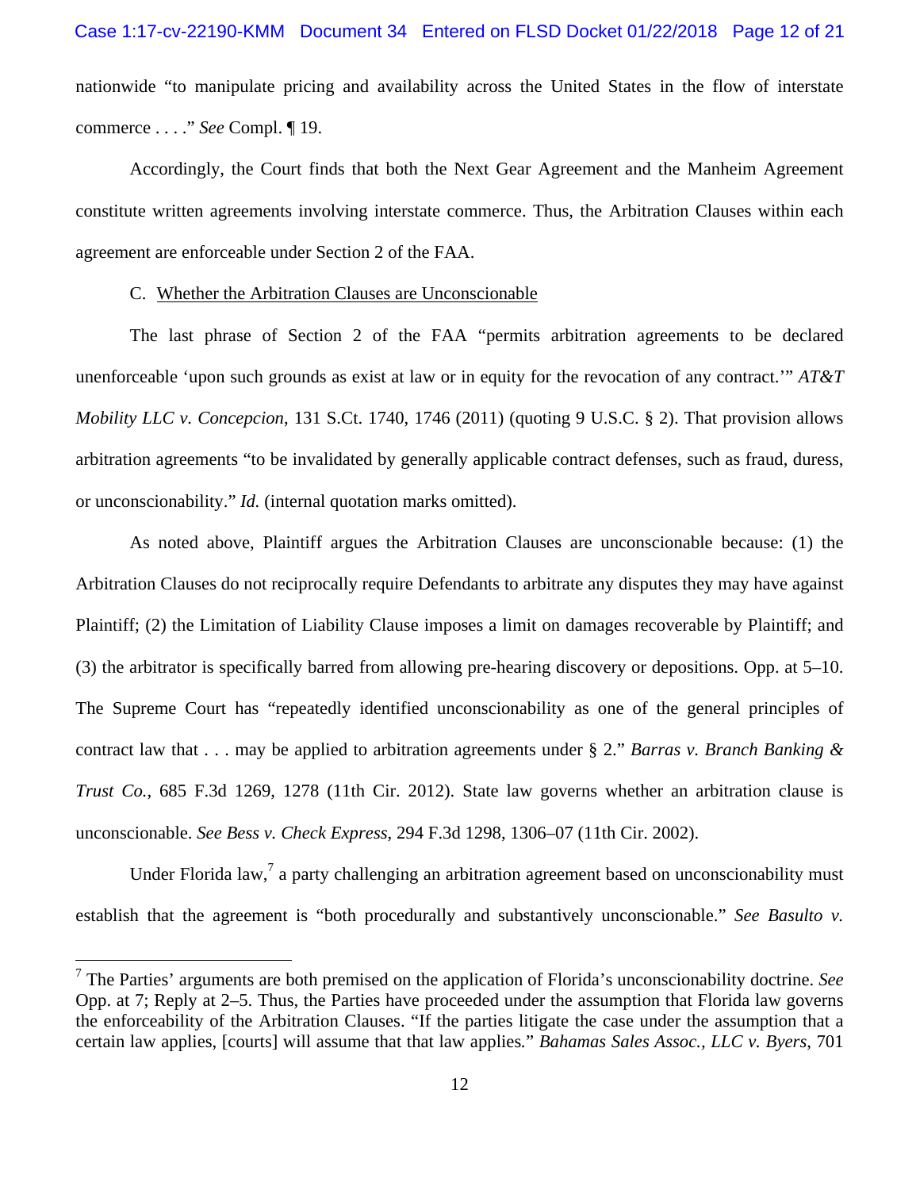nationwide "to manipulate pricing and availability across the United States in the flow of interstate commerce . . . ." *See* Compl. ¶ 19.

Accordingly, the Court finds that both the Next Gear Agreement and the Manheim Agreement constitute written agreements involving interstate commerce. Thus, the Arbitration Clauses within each agreement are enforceable under Section 2 of the FAA.

C. Whether the Arbitration Clauses are Unconscionable

The last phrase of Section 2 of the FAA "permits arbitration agreements to be declared unenforceable 'upon such grounds as exist at law or in equity for the revocation of any contract.'" *AT&T Mobility LLC v. Concepcion*, 131 S.Ct. 1740, 1746 (2011) (quoting 9 U.S.C. § 2). That provision allows arbitration agreements "to be invalidated by generally applicable contract defenses, such as fraud, duress, or unconscionability." *Id.* (internal quotation marks omitted).

As noted above, Plaintiff argues the Arbitration Clauses are unconscionable because: (1) the Arbitration Clauses do not reciprocally require Defendants to arbitrate any disputes they may have against Plaintiff; (2) the Limitation of Liability Clause imposes a limit on damages recoverable by Plaintiff; and (3) the arbitrator is specifically barred from allowing pre-hearing discovery or depositions. Opp. at 5–10. The Supreme Court has "repeatedly identified unconscionability as one of the general principles of contract law that . . . may be applied to arbitration agreements under § 2." *Barras v. Branch Banking & Trust Co.*, 685 F.3d 1269, 1278 (11th Cir. 2012). State law governs whether an arbitration clause is unconscionable. *See Bess v. Check Express*, 294 F.3d 1298, 1306–07 (11th Cir. 2002).

Under Florida law,[7] a party challenging an arbitration agreement based on unconscionability must establish that the agreement is "both procedurally and substantively unconscionable." *See Basulto v.*

[7] The Parties' arguments are both premised on the application of Florida's unconscionability doctrine. *See* Opp. at 7; Reply at 2–5. Thus, the Parties have proceeded under the assumption that Florida law governs the enforceability of the Arbitration Clauses. "If the parties litigate the case under the assumption that a certain law applies, [courts] will assume that that law applies." *Bahamas Sales Assoc., LLC v. Byers*, 701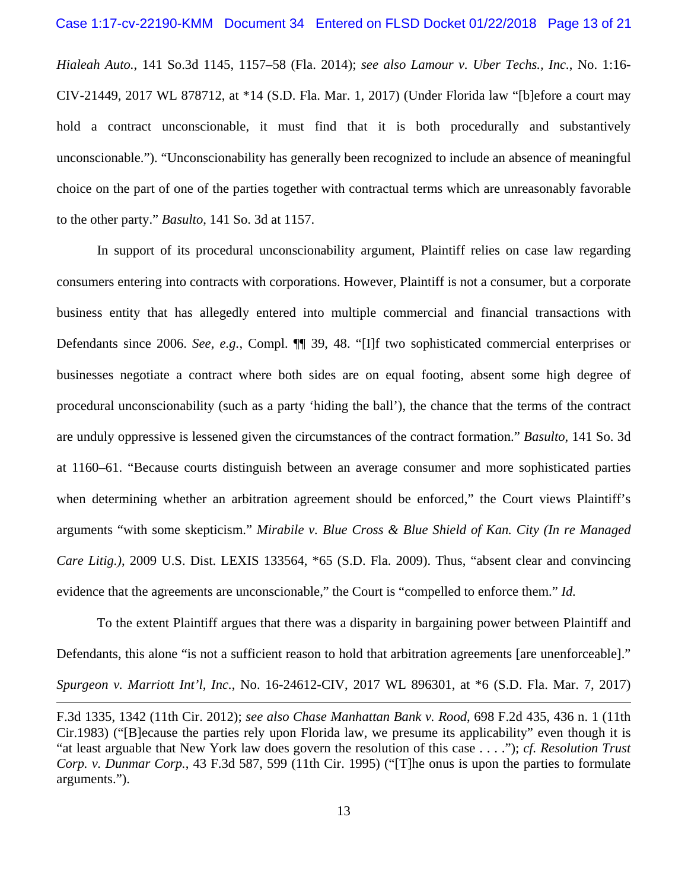*Hialeah Auto.*, 141 So.3d 1145, 1157–58 (Fla. 2014); *see also Lamour v. Uber Techs., Inc.*, No. 1:16-CIV-21449, 2017 WL 878712, at *14 (S.D. Fla. Mar. 1, 2017) (Under Florida law "[b]efore a court may hold a contract unconscionable, it must find that it is both procedurally and substantively unconscionable."). "Unconscionability has generally been recognized to include an absence of meaningful choice on the part of one of the parties together with contractual terms which are unreasonably favorable to the other party." *Basulto*, 141 So. 3d at 1157.

In support of its procedural unconscionability argument, Plaintiff relies on case law regarding consumers entering into contracts with corporations. However, Plaintiff is not a consumer, but a corporate business entity that has allegedly entered into multiple commercial and financial transactions with Defendants since 2006. *See, e.g.*, Compl. ¶¶ 39, 48. "[I]f two sophisticated commercial enterprises or businesses negotiate a contract where both sides are on equal footing, absent some high degree of procedural unconscionability (such as a party 'hiding the ball'), the chance that the terms of the contract are unduly oppressive is lessened given the circumstances of the contract formation." *Basulto*, 141 So. 3d at 1160–61. "Because courts distinguish between an average consumer and more sophisticated parties when determining whether an arbitration agreement should be enforced," the Court views Plaintiff's arguments "with some skepticism." *Mirabile v. Blue Cross & Blue Shield of Kan. City (In re Managed Care Litig.)*, 2009 U.S. Dist. LEXIS 133564, *65 (S.D. Fla. 2009). Thus, "absent clear and convincing evidence that the agreements are unconscionable," the Court is "compelled to enforce them." *Id.*

To the extent Plaintiff argues that there was a disparity in bargaining power between Plaintiff and Defendants, this alone "is not a sufficient reason to hold that arbitration agreements [are unenforceable]." *Spurgeon v. Marriott Int'l, Inc.*, No. 16-24612-CIV, 2017 WL 896301, at *6 (S.D. Fla. Mar. 7, 2017)

---

F.3d 1335, 1342 (11th Cir. 2012); *see also Chase Manhattan Bank v. Rood*, 698 F.2d 435, 436 n. 1 (11th Cir.1983) ("[B]ecause the parties rely upon Florida law, we presume its applicability" even though it is "at least arguable that New York law does govern the resolution of this case . . . ."); *cf. Resolution Trust Corp. v. Dunmar Corp.*, 43 F.3d 587, 599 (11th Cir. 1995) ("[T]he onus is upon the parties to formulate arguments.").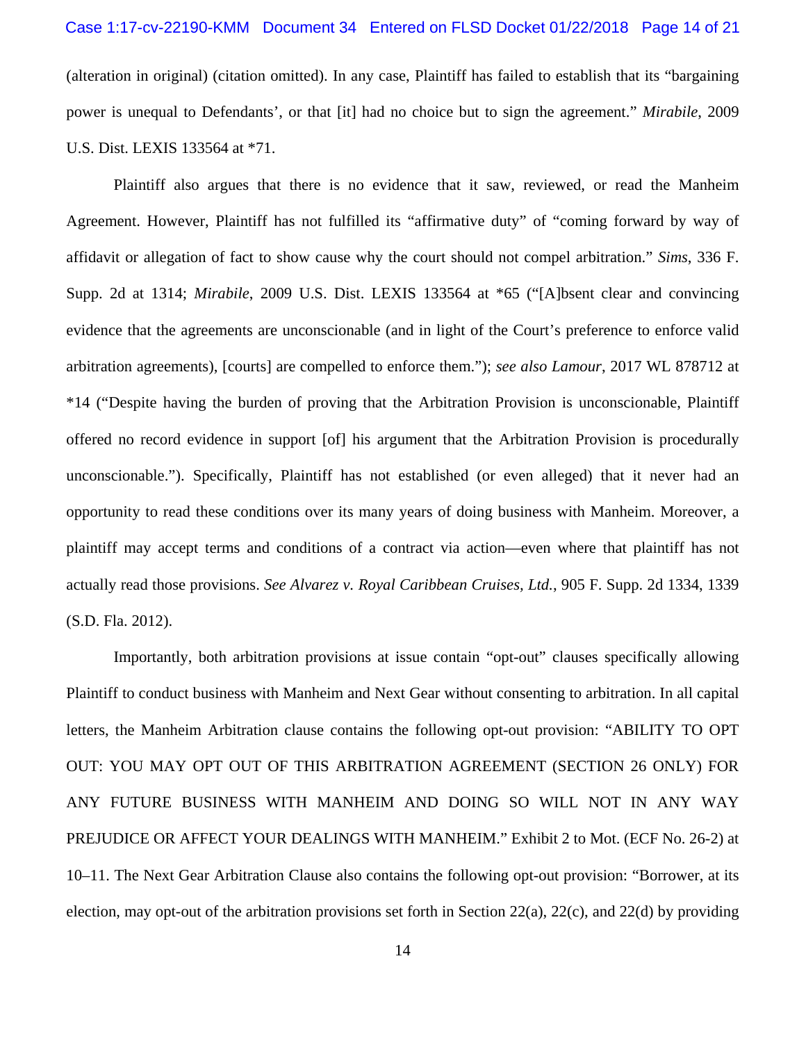(alteration in original) (citation omitted). In any case, Plaintiff has failed to establish that its "bargaining power is unequal to Defendants', or that [it] had no choice but to sign the agreement." *Mirabile*, 2009 U.S. Dist. LEXIS 133564 at *71.

Plaintiff also argues that there is no evidence that it saw, reviewed, or read the Manheim Agreement. However, Plaintiff has not fulfilled its "affirmative duty" of "coming forward by way of affidavit or allegation of fact to show cause why the court should not compel arbitration." *Sims*, 336 F. Supp. 2d at 1314; *Mirabile*, 2009 U.S. Dist. LEXIS 133564 at *65 ("[A]bsent clear and convincing evidence that the agreements are unconscionable (and in light of the Court's preference to enforce valid arbitration agreements), [courts] are compelled to enforce them."); *see also Lamour*, 2017 WL 878712 at *14 ("Despite having the burden of proving that the Arbitration Provision is unconscionable, Plaintiff offered no record evidence in support [of] his argument that the Arbitration Provision is procedurally unconscionable."). Specifically, Plaintiff has not established (or even alleged) that it never had an opportunity to read these conditions over its many years of doing business with Manheim. Moreover, a plaintiff may accept terms and conditions of a contract via action—even where that plaintiff has not actually read those provisions. *See Alvarez v. Royal Caribbean Cruises, Ltd.*, 905 F. Supp. 2d 1334, 1339 (S.D. Fla. 2012).

Importantly, both arbitration provisions at issue contain "opt-out" clauses specifically allowing Plaintiff to conduct business with Manheim and Next Gear without consenting to arbitration. In all capital letters, the Manheim Arbitration clause contains the following opt-out provision: "ABILITY TO OPT OUT: YOU MAY OPT OUT OF THIS ARBITRATION AGREEMENT (SECTION 26 ONLY) FOR ANY FUTURE BUSINESS WITH MANHEIM AND DOING SO WILL NOT IN ANY WAY PREJUDICE OR AFFECT YOUR DEALINGS WITH MANHEIM." Exhibit 2 to Mot. (ECF No. 26-2) at 10–11. The Next Gear Arbitration Clause also contains the following opt-out provision: "Borrower, at its election, may opt-out of the arbitration provisions set forth in Section 22(a), 22(c), and 22(d) by providing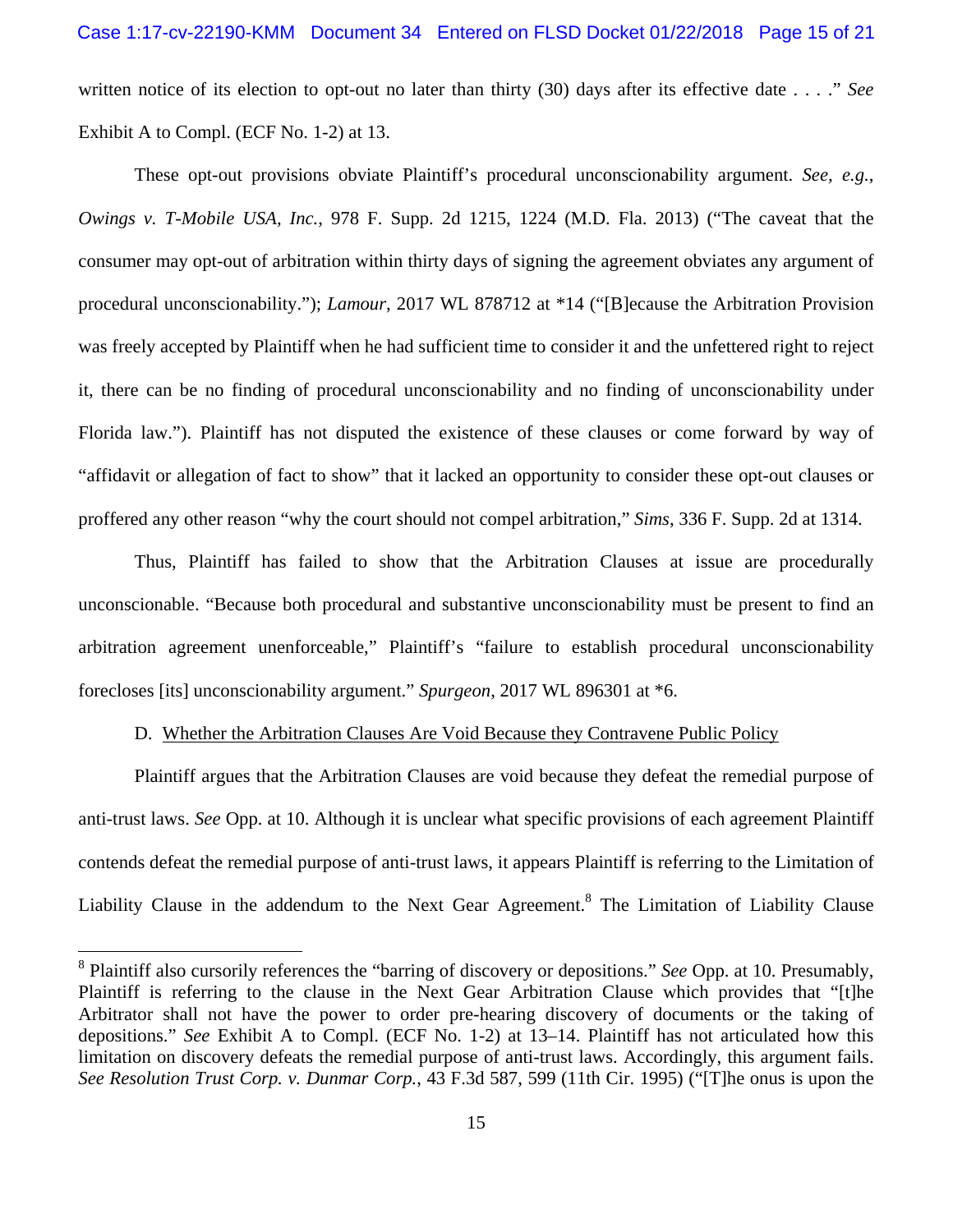written notice of its election to opt-out no later than thirty (30) days after its effective date . . . ." *See* Exhibit A to Compl. (ECF No. 1-2) at 13.

These opt-out provisions obviate Plaintiff's procedural unconscionability argument. *See, e.g.*, *Owings v. T-Mobile USA, Inc.*, 978 F. Supp. 2d 1215, 1224 (M.D. Fla. 2013) ("The caveat that the consumer may opt-out of arbitration within thirty days of signing the agreement obviates any argument of procedural unconscionability."); *Lamour*, 2017 WL 878712 at *14 ("[B]ecause the Arbitration Provision was freely accepted by Plaintiff when he had sufficient time to consider it and the unfettered right to reject it, there can be no finding of procedural unconscionability and no finding of unconscionability under Florida law."). Plaintiff has not disputed the existence of these clauses or come forward by way of "affidavit or allegation of fact to show" that it lacked an opportunity to consider these opt-out clauses or proffered any other reason "why the court should not compel arbitration," *Sims*, 336 F. Supp. 2d at 1314.

Thus, Plaintiff has failed to show that the Arbitration Clauses at issue are procedurally unconscionable. "Because both procedural and substantive unconscionability must be present to find an arbitration agreement unenforceable," Plaintiff's "failure to establish procedural unconscionability forecloses [its] unconscionability argument." *Spurgeon*, 2017 WL 896301 at *6.

D. Whether the Arbitration Clauses Are Void Because they Contravene Public Policy

Plaintiff argues that the Arbitration Clauses are void because they defeat the remedial purpose of anti-trust laws. *See* Opp. at 10. Although it is unclear what specific provisions of each agreement Plaintiff contends defeat the remedial purpose of anti-trust laws, it appears Plaintiff is referring to the Limitation of Liability Clause in the addendum to the Next Gear Agreement.[8] The Limitation of Liability Clause

[8] Plaintiff also cursorily references the "barring of discovery or depositions." *See* Opp. at 10. Presumably, Plaintiff is referring to the clause in the Next Gear Arbitration Clause which provides that "[t]he Arbitrator shall not have the power to order pre-hearing discovery of documents or the taking of depositions." *See* Exhibit A to Compl. (ECF No. 1-2) at 13–14. Plaintiff has not articulated how this limitation on discovery defeats the remedial purpose of anti-trust laws. Accordingly, this argument fails. *See Resolution Trust Corp. v. Dunmar Corp.*, 43 F.3d 587, 599 (11th Cir. 1995) ("[T]he onus is upon the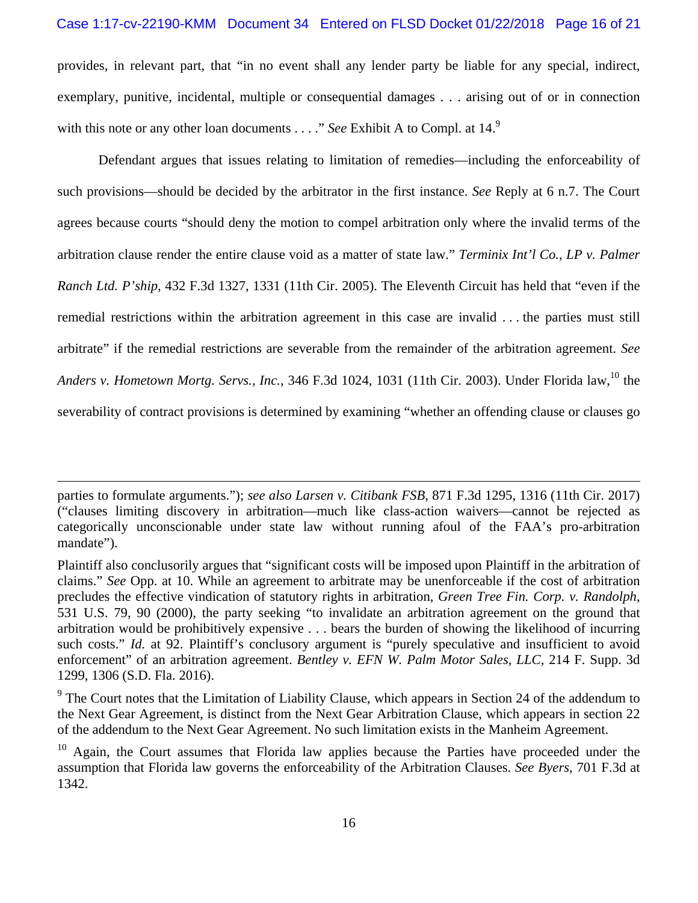provides, in relevant part, that "in no event shall any lender party be liable for any special, indirect, exemplary, punitive, incidental, multiple or consequential damages . . . arising out of or in connection with this note or any other loan documents . . . ." *See* Exhibit A to Compl. at 14.[9]

Defendant argues that issues relating to limitation of remedies—including the enforceability of such provisions—should be decided by the arbitrator in the first instance. *See* Reply at 6 n.7. The Court agrees because courts "should deny the motion to compel arbitration only where the invalid terms of the arbitration clause render the entire clause void as a matter of state law." *Terminix Int'l Co., LP v. Palmer Ranch Ltd. P'ship*, 432 F.3d 1327, 1331 (11th Cir. 2005). The Eleventh Circuit has held that "even if the remedial restrictions within the arbitration agreement in this case are invalid . . . the parties must still arbitrate" if the remedial restrictions are severable from the remainder of the arbitration agreement. *See Anders v. Hometown Mortg. Servs., Inc.*, 346 F.3d 1024, 1031 (11th Cir. 2003). Under Florida law,[10] the severability of contract provisions is determined by examining "whether an offending clause or clauses go

---

parties to formulate arguments."); *see also Larsen v. Citibank FSB*, 871 F.3d 1295, 1316 (11th Cir. 2017) ("clauses limiting discovery in arbitration—much like class-action waivers—cannot be rejected as categorically unconscionable under state law without running afoul of the FAA's pro-arbitration mandate").

Plaintiff also conclusorily argues that "significant costs will be imposed upon Plaintiff in the arbitration of claims." *See* Opp. at 10. While an agreement to arbitrate may be unenforceable if the cost of arbitration precludes the effective vindication of statutory rights in arbitration, *Green Tree Fin. Corp. v. Randolph*, 531 U.S. 79, 90 (2000), the party seeking "to invalidate an arbitration agreement on the ground that arbitration would be prohibitively expensive . . . bears the burden of showing the likelihood of incurring such costs." *Id.* at 92. Plaintiff's conclusory argument is "purely speculative and insufficient to avoid enforcement" of an arbitration agreement. *Bentley v. EFN W. Palm Motor Sales, LLC*, 214 F. Supp. 3d 1299, 1306 (S.D. Fla. 2016).

[9] The Court notes that the Limitation of Liability Clause, which appears in Section 24 of the addendum to the Next Gear Agreement, is distinct from the Next Gear Arbitration Clause, which appears in section 22 of the addendum to the Next Gear Agreement. No such limitation exists in the Manheim Agreement.

[10] Again, the Court assumes that Florida law applies because the Parties have proceeded under the assumption that Florida law governs the enforceability of the Arbitration Clauses. *See Byers*, 701 F.3d at 1342.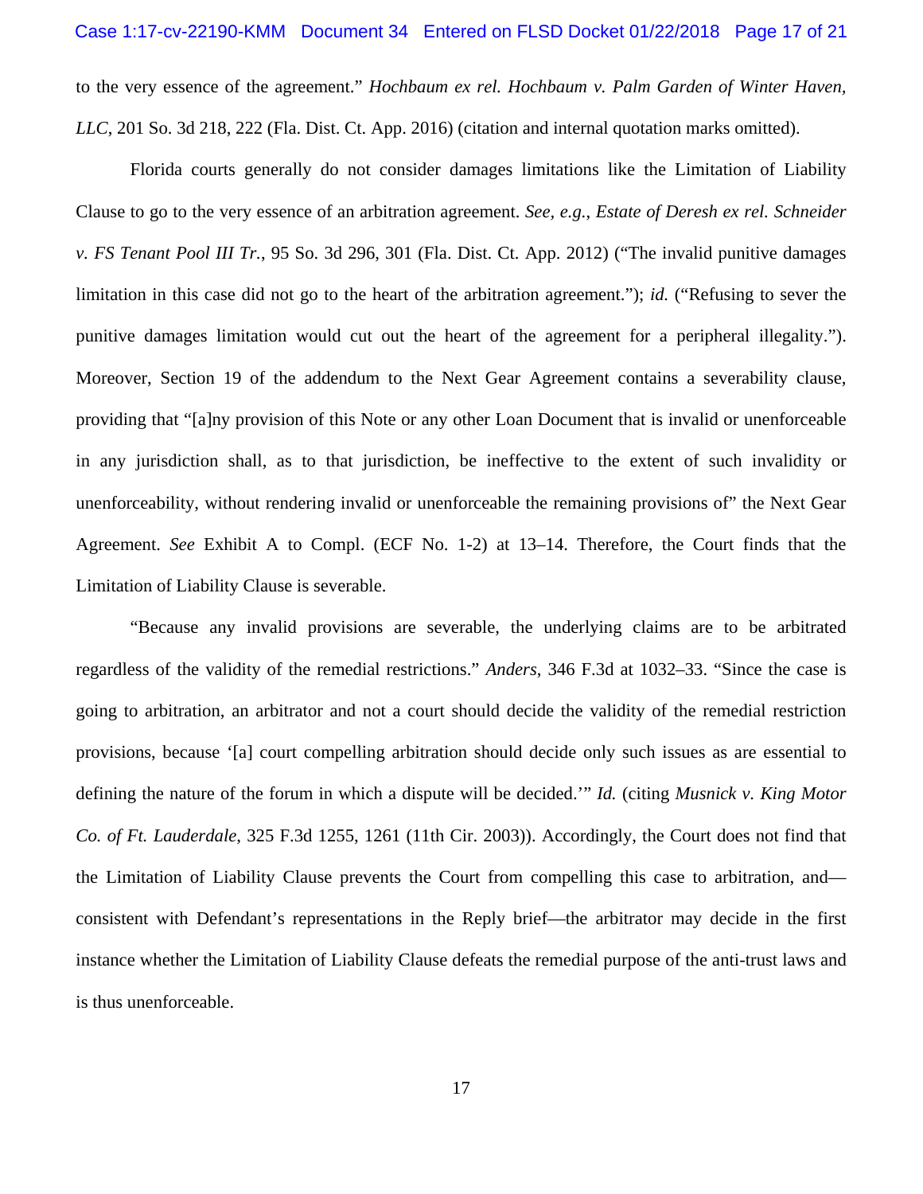to the very essence of the agreement." *Hochbaum ex rel. Hochbaum v. Palm Garden of Winter Haven, LLC*, 201 So. 3d 218, 222 (Fla. Dist. Ct. App. 2016) (citation and internal quotation marks omitted).

Florida courts generally do not consider damages limitations like the Limitation of Liability Clause to go to the very essence of an arbitration agreement. *See, e.g.*, *Estate of Deresh ex rel. Schneider v. FS Tenant Pool III Tr.*, 95 So. 3d 296, 301 (Fla. Dist. Ct. App. 2012) ("The invalid punitive damages limitation in this case did not go to the heart of the arbitration agreement."); *id.* ("Refusing to sever the punitive damages limitation would cut out the heart of the agreement for a peripheral illegality."). Moreover, Section 19 of the addendum to the Next Gear Agreement contains a severability clause, providing that "[a]ny provision of this Note or any other Loan Document that is invalid or unenforceable in any jurisdiction shall, as to that jurisdiction, be ineffective to the extent of such invalidity or unenforceability, without rendering invalid or unenforceable the remaining provisions of" the Next Gear Agreement. *See* Exhibit A to Compl. (ECF No. 1-2) at 13–14. Therefore, the Court finds that the Limitation of Liability Clause is severable.

"Because any invalid provisions are severable, the underlying claims are to be arbitrated regardless of the validity of the remedial restrictions." *Anders*, 346 F.3d at 1032–33. "Since the case is going to arbitration, an arbitrator and not a court should decide the validity of the remedial restriction provisions, because '[a] court compelling arbitration should decide only such issues as are essential to defining the nature of the forum in which a dispute will be decided.'" *Id.* (citing *Musnick v. King Motor Co. of Ft. Lauderdale*, 325 F.3d 1255, 1261 (11th Cir. 2003)). Accordingly, the Court does not find that the Limitation of Liability Clause prevents the Court from compelling this case to arbitration, and—consistent with Defendant's representations in the Reply brief—the arbitrator may decide in the first instance whether the Limitation of Liability Clause defeats the remedial purpose of the anti-trust laws and is thus unenforceable.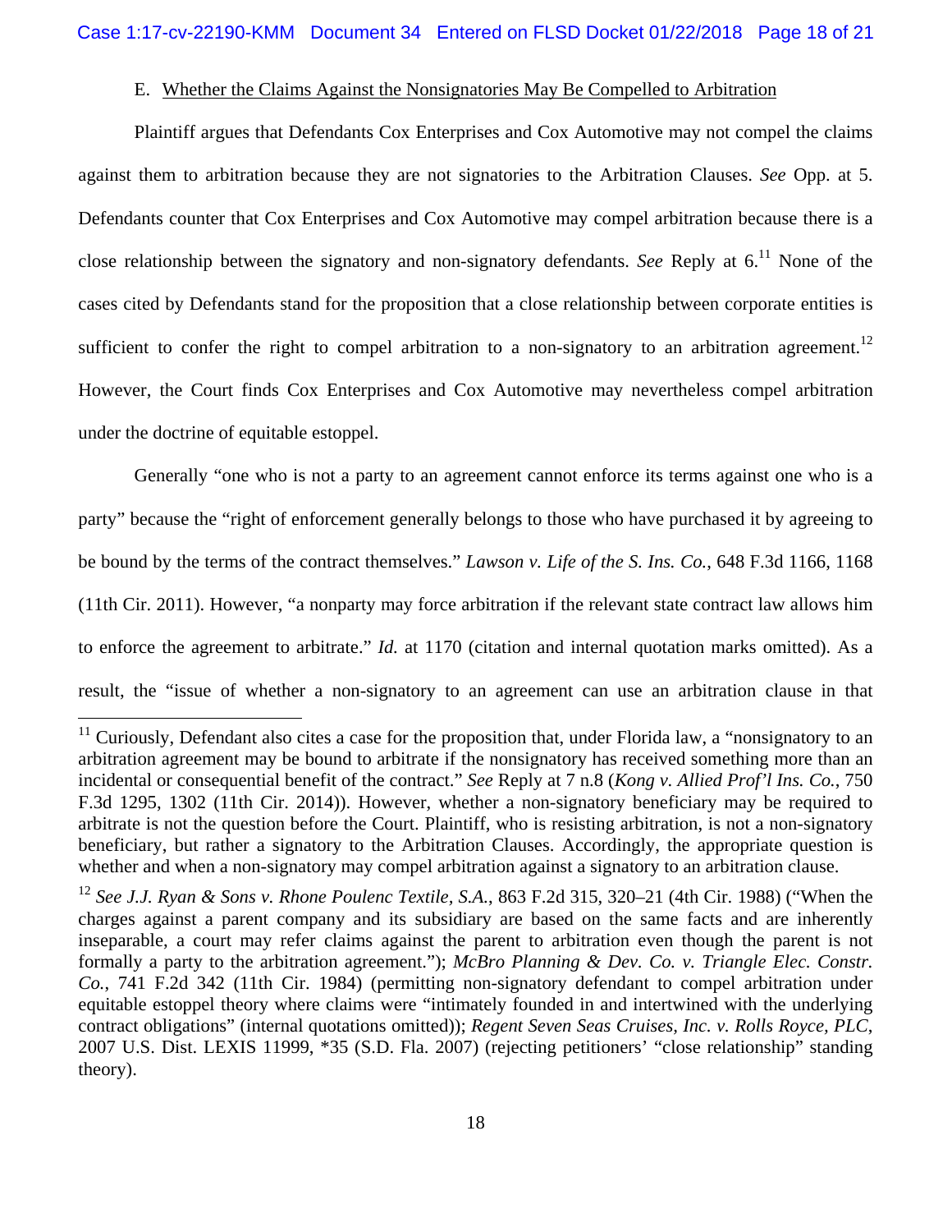E. <u>Whether the Claims Against the Nonsignatories May Be Compelled to Arbitration</u>

Plaintiff argues that Defendants Cox Enterprises and Cox Automotive may not compel the claims against them to arbitration because they are not signatories to the Arbitration Clauses. *See* Opp. at 5. Defendants counter that Cox Enterprises and Cox Automotive may compel arbitration because there is a close relationship between the signatory and non-signatory defendants. *See* Reply at 6.[11] None of the cases cited by Defendants stand for the proposition that a close relationship between corporate entities is sufficient to confer the right to compel arbitration to a non-signatory to an arbitration agreement.[12] However, the Court finds Cox Enterprises and Cox Automotive may nevertheless compel arbitration under the doctrine of equitable estoppel.

Generally "one who is not a party to an agreement cannot enforce its terms against one who is a party" because the "right of enforcement generally belongs to those who have purchased it by agreeing to be bound by the terms of the contract themselves." *Lawson v. Life of the S. Ins. Co.*, 648 F.3d 1166, 1168 (11th Cir. 2011). However, "a nonparty may force arbitration if the relevant state contract law allows him to enforce the agreement to arbitrate." *Id.* at 1170 (citation and internal quotation marks omitted). As a result, the "issue of whether a non-signatory to an agreement can use an arbitration clause in that

---

[11] Curiously, Defendant also cites a case for the proposition that, under Florida law, a "nonsignatory to an arbitration agreement may be bound to arbitrate if the nonsignatory has received something more than an incidental or consequential benefit of the contract." *See* Reply at 7 n.8 (*Kong v. Allied Prof'l Ins. Co.*, 750 F.3d 1295, 1302 (11th Cir. 2014)). However, whether a non-signatory beneficiary may be required to arbitrate is not the question before the Court. Plaintiff, who is resisting arbitration, is not a non-signatory beneficiary, but rather a signatory to the Arbitration Clauses. Accordingly, the appropriate question is whether and when a non-signatory may compel arbitration against a signatory to an arbitration clause.

[12] *See J.J. Ryan & Sons v. Rhone Poulenc Textile, S.A.*, 863 F.2d 315, 320–21 (4th Cir. 1988) ("When the charges against a parent company and its subsidiary are based on the same facts and are inherently inseparable, a court may refer claims against the parent to arbitration even though the parent is not formally a party to the arbitration agreement."); *McBro Planning & Dev. Co. v. Triangle Elec. Constr. Co.*, 741 F.2d 342 (11th Cir. 1984) (permitting non-signatory defendant to compel arbitration under equitable estoppel theory where claims were "intimately founded in and intertwined with the underlying contract obligations" (internal quotations omitted)); *Regent Seven Seas Cruises, Inc. v. Rolls Royce, PLC*, 2007 U.S. Dist. LEXIS 11999, *35 (S.D. Fla. 2007) (rejecting petitioners' "close relationship" standing theory).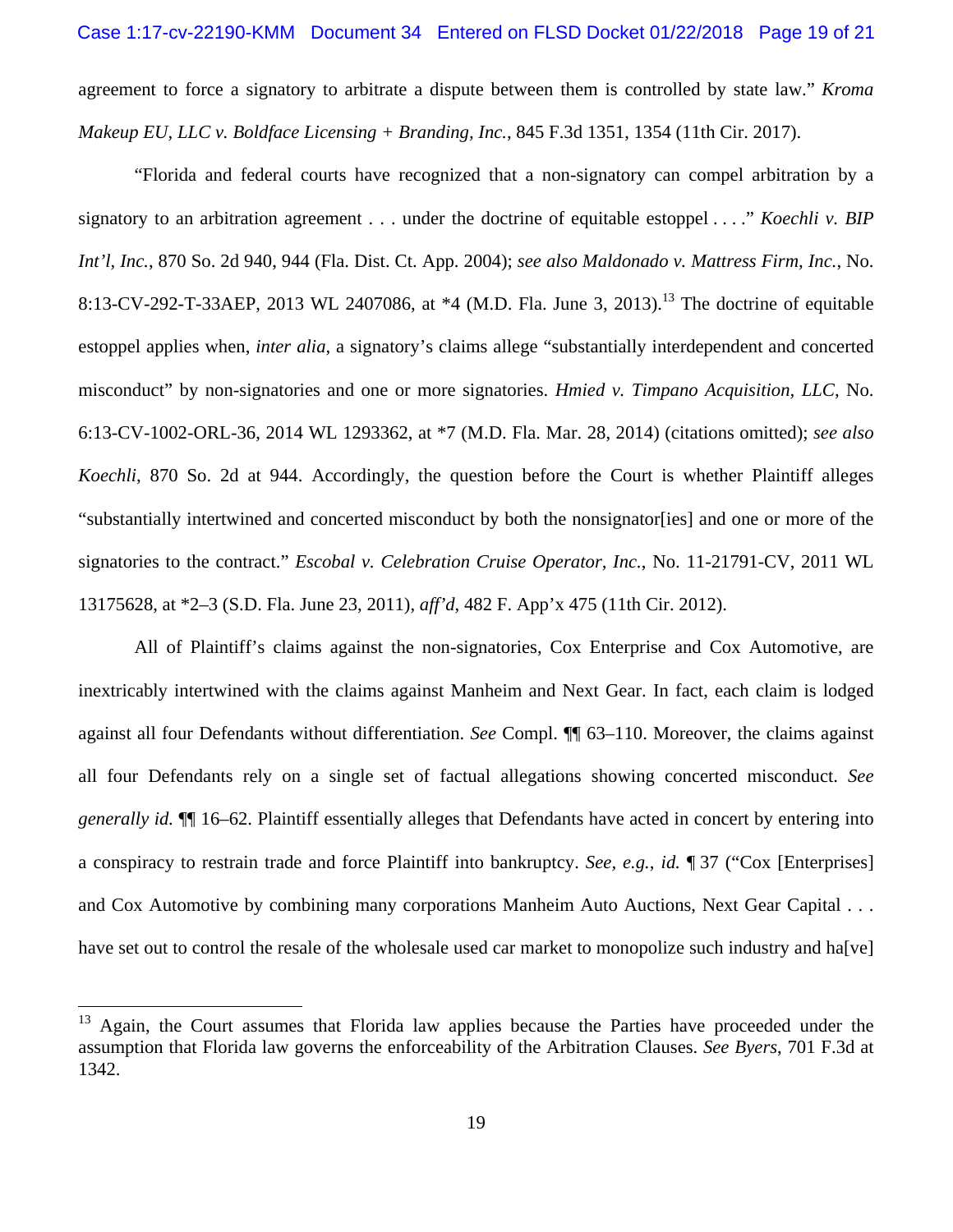agreement to force a signatory to arbitrate a dispute between them is controlled by state law." *Kroma Makeup EU, LLC v. Boldface Licensing + Branding, Inc.*, 845 F.3d 1351, 1354 (11th Cir. 2017).

"Florida and federal courts have recognized that a non-signatory can compel arbitration by a signatory to an arbitration agreement . . . under the doctrine of equitable estoppel . . . ." *Koechli v. BIP Int'l, Inc.*, 870 So. 2d 940, 944 (Fla. Dist. Ct. App. 2004); *see also Maldonado v. Mattress Firm, Inc.*, No. 8:13-CV-292-T-33AEP, 2013 WL 2407086, at *4 (M.D. Fla. June 3, 2013).[13] The doctrine of equitable estoppel applies when, *inter alia*, a signatory's claims allege "substantially interdependent and concerted misconduct" by non-signatories and one or more signatories. *Hmied v. Timpano Acquisition, LLC*, No. 6:13-CV-1002-ORL-36, 2014 WL 1293362, at *7 (M.D. Fla. Mar. 28, 2014) (citations omitted); *see also Koechli*, 870 So. 2d at 944. Accordingly, the question before the Court is whether Plaintiff alleges "substantially intertwined and concerted misconduct by both the nonsignator[ies] and one or more of the signatories to the contract." *Escobal v. Celebration Cruise Operator, Inc.*, No. 11-21791-CV, 2011 WL 13175628, at *2–3 (S.D. Fla. June 23, 2011), *aff'd*, 482 F. App'x 475 (11th Cir. 2012).

All of Plaintiff's claims against the non-signatories, Cox Enterprise and Cox Automotive, are inextricably intertwined with the claims against Manheim and Next Gear. In fact, each claim is lodged against all four Defendants without differentiation. *See* Compl. ¶¶ 63–110. Moreover, the claims against all four Defendants rely on a single set of factual allegations showing concerted misconduct. *See generally id.* ¶¶ 16–62. Plaintiff essentially alleges that Defendants have acted in concert by entering into a conspiracy to restrain trade and force Plaintiff into bankruptcy. *See, e.g.*, *id.* ¶ 37 ("Cox [Enterprises] and Cox Automotive by combining many corporations Manheim Auto Auctions, Next Gear Capital . . . have set out to control the resale of the wholesale used car market to monopolize such industry and ha[ve]

[13] Again, the Court assumes that Florida law applies because the Parties have proceeded under the assumption that Florida law governs the enforceability of the Arbitration Clauses. *See Byers*, 701 F.3d at 1342.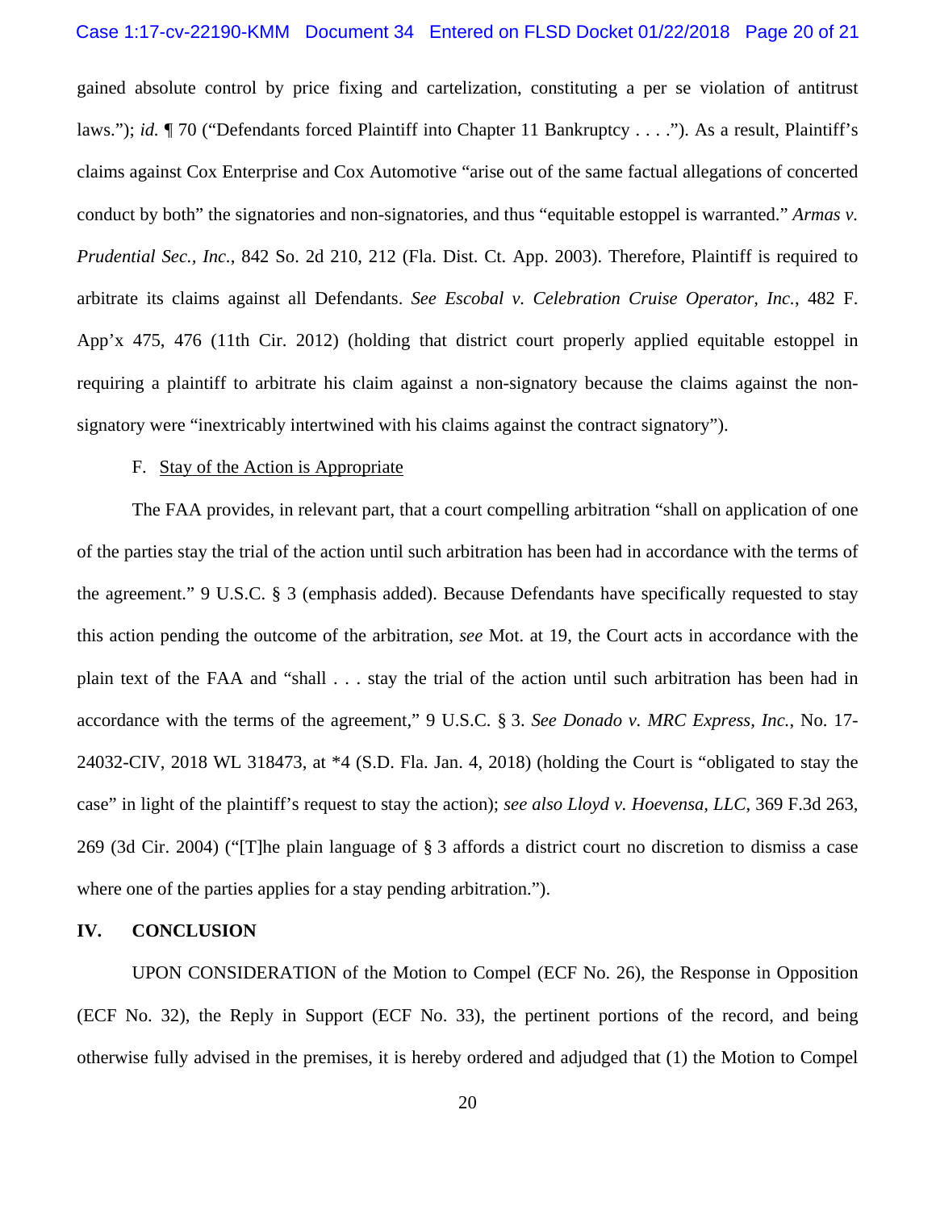gained absolute control by price fixing and cartelization, constituting a per se violation of antitrust laws."); *id.* ¶ 70 ("Defendants forced Plaintiff into Chapter 11 Bankruptcy . . . ."). As a result, Plaintiff's claims against Cox Enterprise and Cox Automotive "arise out of the same factual allegations of concerted conduct by both" the signatories and non-signatories, and thus "equitable estoppel is warranted." *Armas v. Prudential Sec., Inc.*, 842 So. 2d 210, 212 (Fla. Dist. Ct. App. 2003). Therefore, Plaintiff is required to arbitrate its claims against all Defendants. *See Escobal v. Celebration Cruise Operator, Inc.*, 482 F. App'x 475, 476 (11th Cir. 2012) (holding that district court properly applied equitable estoppel in requiring a plaintiff to arbitrate his claim against a non-signatory because the claims against the non-signatory were "inextricably intertwined with his claims against the contract signatory").

F. Stay of the Action is Appropriate

The FAA provides, in relevant part, that a court compelling arbitration "shall on application of one of the parties stay the trial of the action until such arbitration has been had in accordance with the terms of the agreement." 9 U.S.C. § 3 (emphasis added). Because Defendants have specifically requested to stay this action pending the outcome of the arbitration, *see* Mot. at 19, the Court acts in accordance with the plain text of the FAA and "shall . . . stay the trial of the action until such arbitration has been had in accordance with the terms of the agreement," 9 U.S.C. § 3. *See Donado v. MRC Express, Inc.*, No. 17-24032-CIV, 2018 WL 318473, at *4 (S.D. Fla. Jan. 4, 2018) (holding the Court is "obligated to stay the case" in light of the plaintiff's request to stay the action); *see also Lloyd v. Hoevensa, LLC*, 369 F.3d 263, 269 (3d Cir. 2004) ("[T]he plain language of § 3 affords a district court no discretion to dismiss a case where one of the parties applies for a stay pending arbitration.").

## IV. CONCLUSION

UPON CONSIDERATION of the Motion to Compel (ECF No. 26), the Response in Opposition (ECF No. 32), the Reply in Support (ECF No. 33), the pertinent portions of the record, and being otherwise fully advised in the premises, it is hereby ordered and adjudged that (1) the Motion to Compel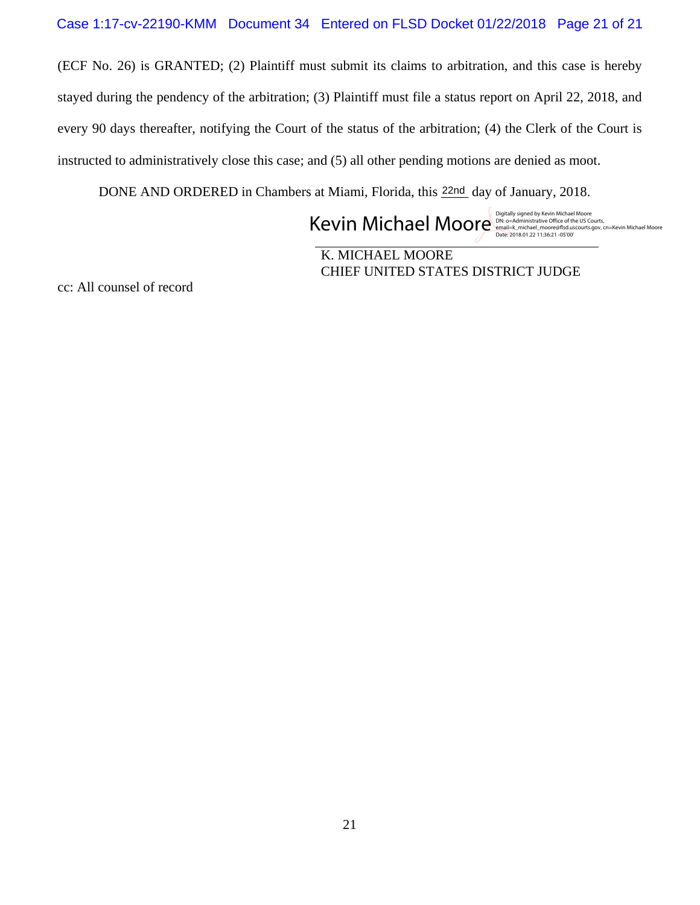(ECF No. 26) is GRANTED; (2) Plaintiff must submit its claims to arbitration, and this case is hereby stayed during the pendency of the arbitration; (3) Plaintiff must file a status report on April 22, 2018, and every 90 days thereafter, notifying the Court of the status of the arbitration; (4) the Clerk of the Court is instructed to administratively close this case; and (5) all other pending motions are denied as moot.

DONE AND ORDERED in Chambers at Miami, Florida, this 22nd day of January, 2018.

Kevin Michael Moore

Digitally signed by Kevin Michael Moore
DN: o=Administrative Office of the US Courts, email=k_michael_moore@flsd.uscourts.gov, cn=Kevin Michael Moore
Date: 2018.01.22 11:36:21 -05'00'

K. MICHAEL MOORE
CHIEF UNITED STATES DISTRICT JUDGE

cc: All counsel of record